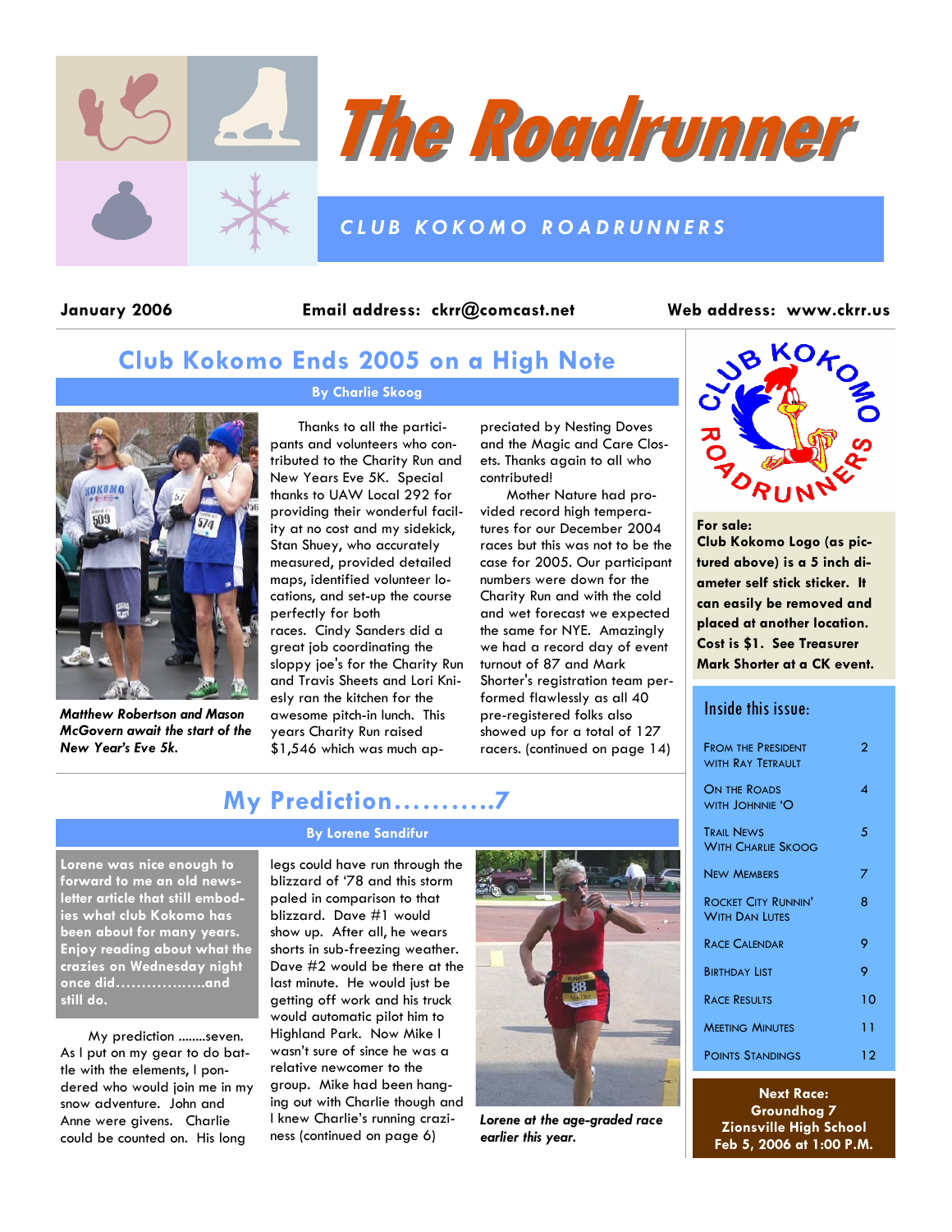# The Roadrunner

*CLUB KOKOMO ROADRUNNERS*

**January 2006** **Email address: ckrr@comcast.net** **Web address: www.ckrr.us**

## Club Kokomo Ends 2005 on a High Note

**By Charlie Skoog**

*Matthew Robertson and Mason McGovern await the start of the New Year's Eve 5k.*

Thanks to all the participants and volunteers who contributed to the Charity Run and New Years Eve 5K. Special thanks to UAW Local 292 for providing their wonderful facility at no cost and my sidekick, Stan Shuey, who accurately measured, provided detailed maps, identified volunteer locations, and set-up the course perfectly for both races. Cindy Sanders did a great job coordinating the sloppy joe's for the Charity Run and Travis Sheets and Lori Kniesly ran the kitchen for the awesome pitch-in lunch. This years Charity Run raised $1,546 which was much appreciated by Nesting Doves and the Magic and Care Closets. Thanks again to all who contributed!

Mother Nature had provided record high temperatures for our December 2004 races but this was not to be the case for 2005. Our participant numbers were down for the Charity Run and with the cold and wet forecast we expected the same for NYE. Amazingly we had a record day of event turnout of 87 and Mark Shorter's registration team performed flawlessly as all 40 pre-registered folks also showed up for a total of 127 racers. (continued on page 14)

## My Prediction...........7

**By Lorene Sandifur**

**Lorene was nice enough to forward to me an old newsletter article that still embodies what club Kokomo has been about for many years. Enjoy reading about what the crazies on Wednesday night once did……………..and still do.**

My prediction ........seven. As I put on my gear to do battle with the elements, I pondered who would join me in my snow adventure. John and Anne were givens. Charlie could be counted on. His long legs could have run through the blizzard of '78 and this storm paled in comparison to that blizzard. Dave #1 would show up. After all, he wears shorts in sub-freezing weather. Dave #2 would be there at the last minute. He would just be getting off work and his truck would automatic pilot him to Highland Park. Now Mike I wasn't sure of since he was a relative newcomer to the group. Mike had been hanging out with Charlie though and I knew Charlie's running craziness (continued on page 6)

*Lorene at the age-graded race earlier this year.*

**For sale:**
**Club Kokomo Logo (as pictured above) is a 5 inch diameter self stick sticker. It can easily be removed and placed at another location. Cost is $1. See Treasurer Mark Shorter at a CK event.**

### Inside this issue:

| | |
|---|---|
| From the President with Ray Tetrault | 2 |
| On the Roads with Johnnie 'O | 4 |
| Trail News With Charlie Skoog | 5 |
| New Members | 7 |
| Rocket City Runnin' With Dan Lutes | 8 |
| Race Calendar | 9 |
| Birthday List | 9 |
| Race Results | 10 |
| Meeting Minutes | 11 |
| Points Standings | 12 |

**Next Race:**
**Groundhog 7**
**Zionsville High School**
**Feb 5, 2006 at 1:00 P.M.**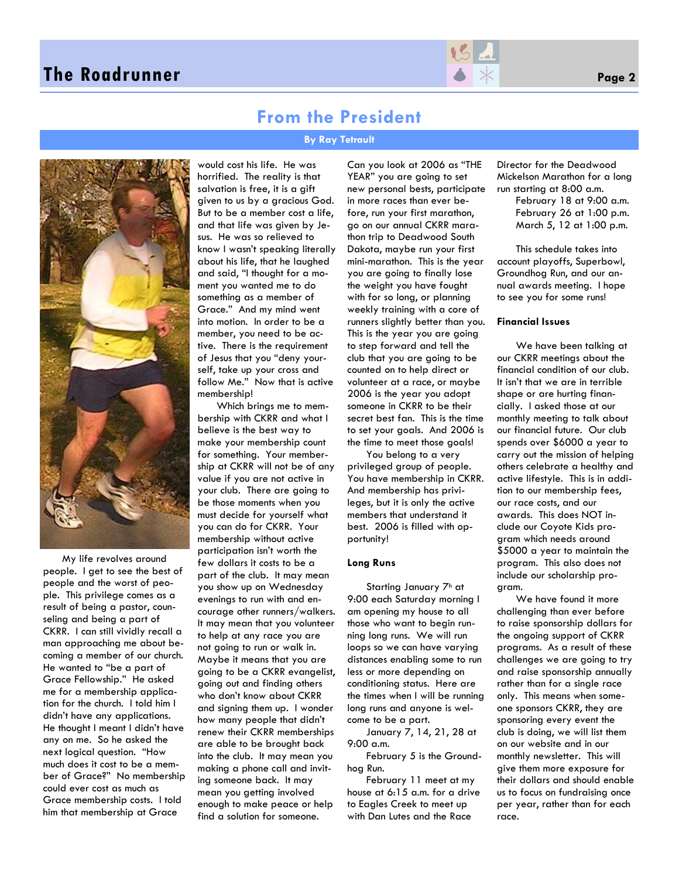## From the President

**By Ray Tetrault**

My life revolves around people. I get to see the best of people and the worst of people. This privilege comes as a result of being a pastor, counseling and being a part of CKRR. I can still vividly recall a man approaching me about becoming a member of our church. He wanted to "be a part of Grace Fellowship." He asked me for a membership application for the church. I told him I didn't have any applications. He thought I meant I didn't have any on me. So he asked the next logical question. "How much does it cost to be a member of Grace?" No membership could ever cost as much as Grace membership costs. I told him that membership at Grace would cost his life. He was horrified. The reality is that salvation is free, it is a gift given to us by a gracious God. But to be a member cost a life, and that life was given by Jesus. He was so relieved to know I wasn't speaking literally about his life, that he laughed and said, "I thought for a moment you wanted me to do something as a member of Grace." And my mind went into motion. In order to be a member, you need to be active. There is the requirement of Jesus that you "deny yourself, take up your cross and follow Me." Now that is active membership!

Which brings me to membership with CKRR and what I believe is the best way to make your membership count for something. Your membership at CKRR will not be of any value if you are not active in your club. There are going to be those moments when you must decide for yourself what you can do for CKRR. Your membership without active participation isn't worth the few dollars it costs to be a part of the club. It may mean you show up on Wednesday evenings to run with and encourage other runners/walkers. It may mean that you volunteer to help at any race you are not going to run or walk in. Maybe it means that you are going to be a CKRR evangelist, going out and finding others who don't know about CKRR and signing them up. I wonder how many people that didn't renew their CKRR memberships are able to be brought back into the club. It may mean you making a phone call and inviting someone back. It may mean you getting involved enough to make peace or help find a solution for someone. Can you look at 2006 as "THE YEAR" you are going to set new personal bests, participate in more races than ever before, run your first marathon, go on our annual CKRR marathon trip to Deadwood South Dakota, maybe run your first mini-marathon. This is the year you are going to finally lose the weight you have fought with for so long, or planning weekly training with a core of runners slightly better than you. This is the year you are going to step forward and tell the club that you are going to be counted on to help direct or volunteer at a race, or maybe 2006 is the year you adopt someone in CKRR to be their secret best fan. This is the time to set your goals. And 2006 is the time to meet those goals!

You belong to a very privileged group of people. You have membership in CKRR. And membership has privileges, but it is only the active members that understand it best. 2006 is filled with opportunity!

### Long Runs

Starting January 7th at 9:00 each Saturday morning I am opening my house to all those who want to begin running long runs. We will run loops so we can have varying distances enabling some to run less or more depending on conditioning status. Here are the times when I will be running long runs and anyone is welcome to be a part.

January 7, 14, 21, 28 at 9:00 a.m.

February 5 is the Groundhog Run.

February 11 meet at my house at 6:15 a.m. for a drive to Eagles Creek to meet up with Dan Lutes and the Race Director for the Deadwood Mickelson Marathon for a long run starting at 8:00 a.m.

February 18 at 9:00 a.m.

February 26 at 1:00 p.m.

March 5, 12 at 1:00 p.m.

This schedule takes into account playoffs, Superbowl, Groundhog Run, and our annual awards meeting. I hope to see you for some runs!

### Financial Issues

We have been talking at our CKRR meetings about the financial condition of our club. It isn't that we are in terrible shape or are hurting financially. I asked those at our monthly meeting to talk about our financial future. Our club spends over $6000 a year to carry out the mission of helping others celebrate a healthy and active lifestyle. This is in addition to our membership fees, our race costs, and our awards. This does NOT include our Coyote Kids program which needs around $5000 a year to maintain the program. This also does not include our scholarship program.

We have found it more challenging than ever before to raise sponsorship dollars for the ongoing support of CKRR programs. As a result of these challenges we are going to try and raise sponsorship annually rather than for a single race only. This means when someone sponsors CKRR, they are sponsoring every event the club is doing, we will list them on our website and in our monthly newsletter. This will give them more exposure for their dollars and should enable us to focus on fundraising once per year, rather than for each race.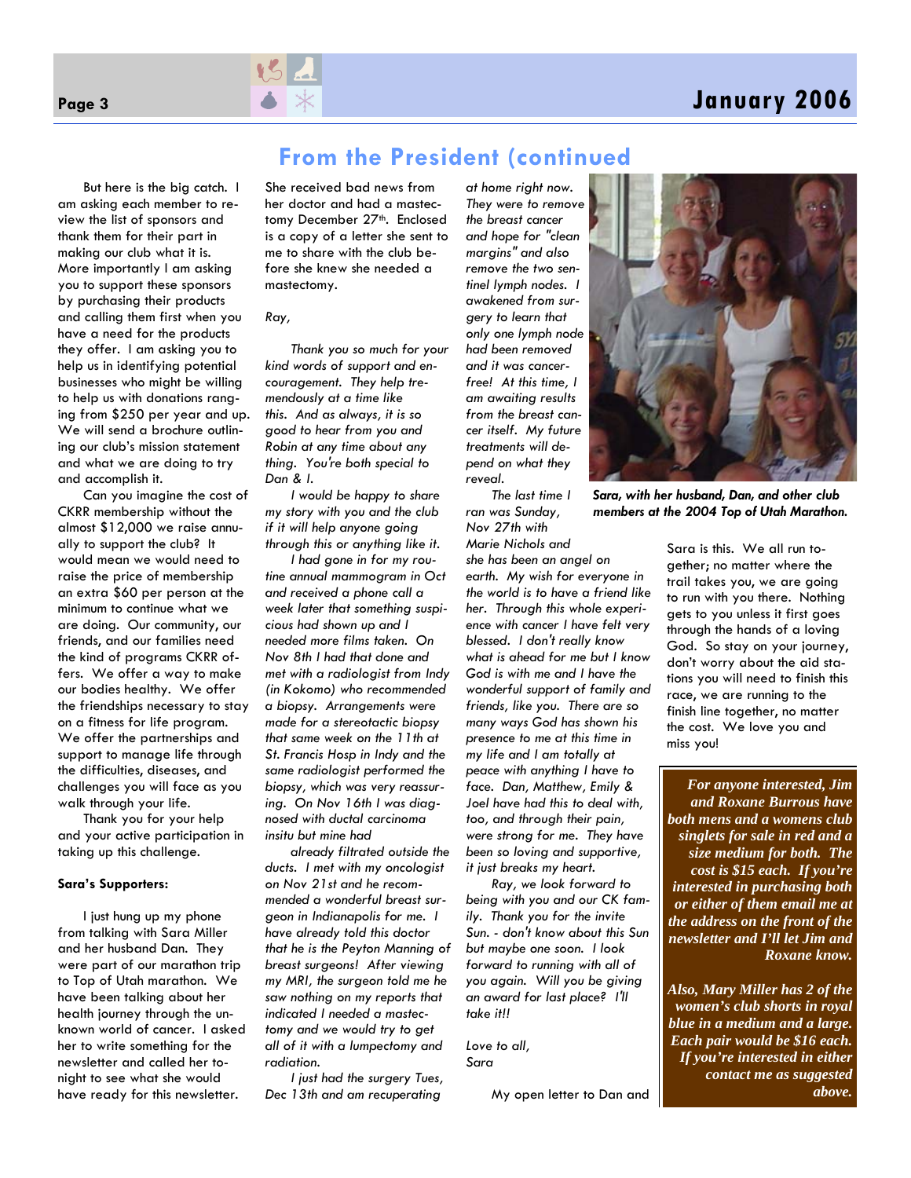## From the President (continued

But here is the big catch. I am asking each member to review the list of sponsors and thank them for their part in making our club what it is. More importantly I am asking you to support these sponsors by purchasing their products and calling them first when you have a need for the products they offer. I am asking you to help us in identifying potential businesses who might be willing to help us with donations ranging from $250 per year and up. We will send a brochure outlining our club's mission statement and what we are doing to try and accomplish it.

Can you imagine the cost of CKRR membership without the almost $12,000 we raise annually to support the club? It would mean we would need to raise the price of membership an extra $60 per person at the minimum to continue what we are doing. Our community, our friends, and our families need the kind of programs CKRR offers. We offer a way to make our bodies healthy. We offer the friendships necessary to stay on a fitness for life program. We offer the partnerships and support to manage life through the difficulties, diseases, and challenges you will face as you walk through your life.

Thank you for your help and your active participation in taking up this challenge.

**Sara's Supporters:**

I just hung up my phone from talking with Sara Miller and her husband Dan. They were part of our marathon trip to Top of Utah marathon. We have been talking about her health journey through the unknown world of cancer. I asked her to write something for the newsletter and called her tonight to see what she would have ready for this newsletter. She received bad news from her doctor and had a mastectomy December 27th. Enclosed is a copy of a letter she sent to me to share with the club before she knew she needed a mastectomy.

*Ray,*

*Thank you so much for your kind words of support and encouragement. They help tremendously at a time like this. And as always, it is so good to hear from you and Robin at any time about any thing. You're both special to Dan & I.*

*I would be happy to share my story with you and the club if it will help anyone going through this or anything like it.*

*I had gone in for my routine annual mammogram in Oct and received a phone call a week later that something suspicious had shown up and I needed more films taken. On Nov 8th I had that done and met with a radiologist from Indy (in Kokomo) who recommended a biopsy. Arrangements were made for a stereotactic biopsy that same week on the 11th at St. Francis Hosp in Indy and the same radiologist performed the biopsy, which was very reassuring. On Nov 16th I was diagnosed with ductal carcinoma insitu but mine had already filtrated outside the ducts. I met with my oncologist on Nov 21st and he recommended a wonderful breast surgeon in Indianapolis for me. I have already told this doctor that he is the Peyton Manning of breast surgeons! After viewing my MRI, the surgeon told me he saw nothing on my reports that indicated I needed a mastectomy and we would try to get all of it with a lumpectomy and radiation.*

*I just had the surgery Tues, Dec 13th and am recuperating at home right now. They were to remove the breast cancer and hope for "clean margins" and also remove the two sentinel lymph nodes. I awakened from surgery to learn that only one lymph node had been removed and it was cancer-free! At this time, I am awaiting results from the breast cancer itself. My future treatments will depend on what they reveal.*

*The last time I ran was Sunday, Nov 27th with Marie Nichols and she has been an angel on earth. My wish for everyone in the world is to have a friend like her. Through this whole experience with cancer I have felt very blessed. I don't really know what is ahead for me but I know God is with me and I have the wonderful support of family and friends, like you. There are so many ways God has shown his presence to me at this time in my life and I am totally at peace with anything I have to face. Dan, Matthew, Emily & Joel have had this to deal with, too, and through their pain, were strong for me. They have been so loving and supportive, it just breaks my heart.*

*Ray, we look forward to being with you and our CK family. Thank you for the invite Sun. - don't know about this Sun but maybe one soon. I look forward to running with all of you again. Will you be giving an award for last place? I'll take it!!*

*Love to all,*
*Sara*

My open letter to Dan and Sara is this. We all run together; no matter where the trail takes you, we are going to run with you there. Nothing gets to you unless it first goes through the hands of a loving God. So stay on your journey, don't worry about the aid stations you will need to finish this race, we are running to the finish line together, no matter the cost. We love you and miss you!

***Sara, with her husband, Dan, and other club members at the 2004 Top of Utah Marathon.***

***For anyone interested, Jim and Roxane Burrous have both mens and a womens club singlets for sale in red and a size medium for both. The cost is $15 each. If you're interested in purchasing both or either of them email me at the address on the front of the newsletter and I'll let Jim and Roxane know.***

***Also, Mary Miller has 2 of the women's club shorts in royal blue in a medium and a large. Each pair would be $16 each. If you're interested in either contact me as suggested above.***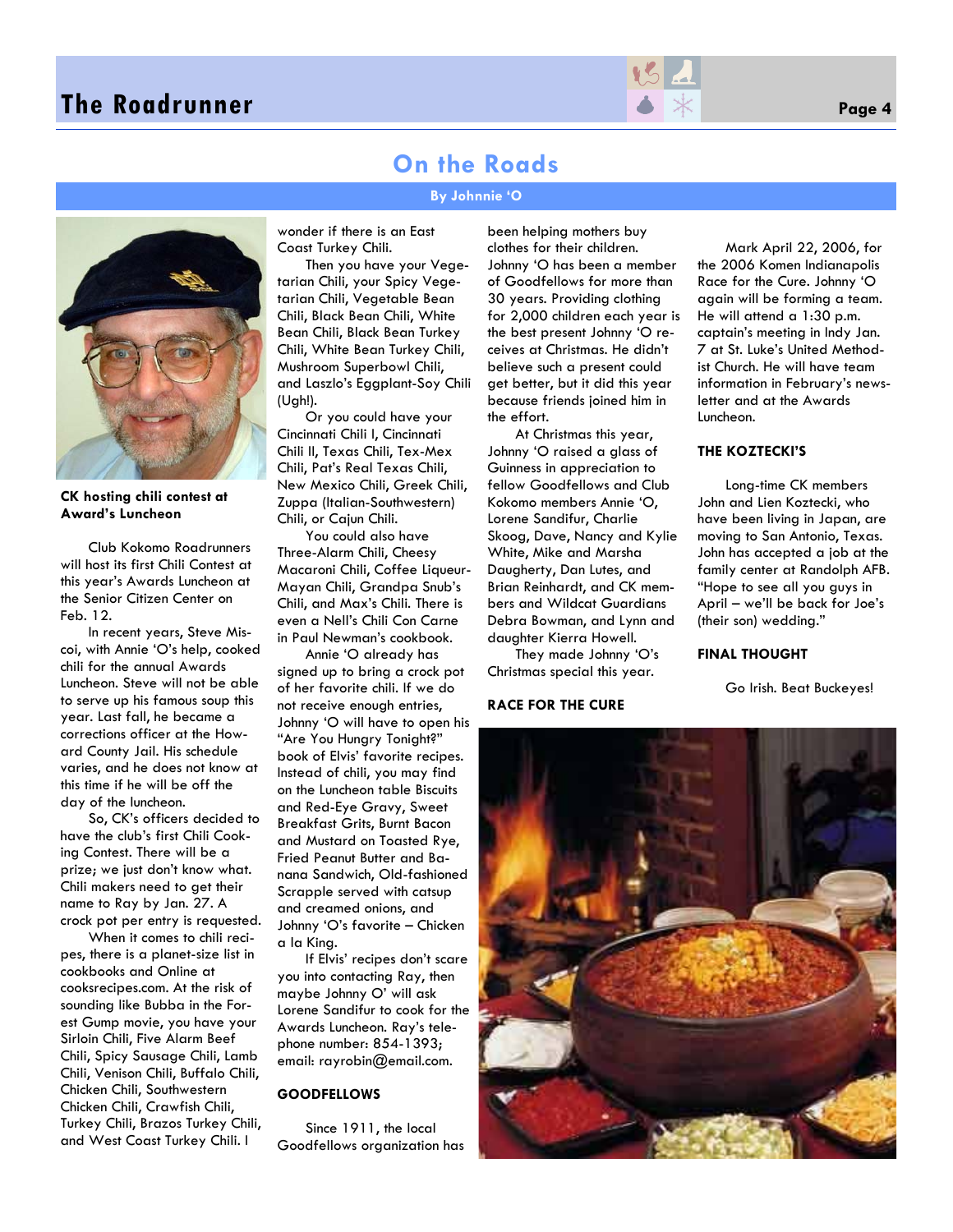## On the Roads

**By Johnnie 'O**

**CK hosting chili contest at Award's Luncheon**

Club Kokomo Roadrunners will host its first Chili Contest at this year's Awards Luncheon at the Senior Citizen Center on Feb. 12.

In recent years, Steve Miscoi, with Annie 'O's help, cooked chili for the annual Awards Luncheon. Steve will not be able to serve up his famous soup this year. Last fall, he became a corrections officer at the Howard County Jail. His schedule varies, and he does not know at this time if he will be off the day of the luncheon.

So, CK's officers decided to have the club's first Cooking Contest. There will be a prize; we just don't know what. Chili makers need to get their name to Ray by Jan. 27. A crock pot per entry is requested.

When it comes to chili recipes, there is a planet-size list in cookbooks and Online at cooksrecipes.com. At the risk of sounding like Bubba in the Forest Gump movie, you have your Sirloin Chili, Five Alarm Beef Chili, Spicy Sausage Chili, Lamb Chili, Venison Chili, Buffalo Chili, Chicken Chili, Southwestern Chicken Chili, Crawfish Chili, Turkey Chili, Brazos Turkey Chili, and West Coast Turkey Chili. I wonder if there is an East Coast Turkey Chili.

Then you have your Vegetarian Chili, your Spicy Vegetarian Chili, Vegetable Bean Chili, Black Bean Chili, White Bean Chili, Black Bean Turkey Chili, White Bean Turkey Chili, Mushroom Superbowl Chili, and Laszlo's Eggplant-Soy Chili (Ugh!).

Or you could have your Cincinnati Chili I, Cincinnati Chili II, Texas Chili, Tex-Mex Chili, Pat's Real Texas Chili, New Mexico Chili, Greek Chili, Zuppa (Italian-Southwestern) Chili, or Cajun Chili.

You could also have Three-Alarm Chili, Cheesy Macaroni Chili, Coffee Liqueur-Mayan Chili, Grandpa Snub's Chili, and Max's Chili. There is even a Nell's Chili Con Carne in Paul Newman's cookbook.

Annie 'O already has signed up to bring a crock pot of her favorite chili. If we do not receive enough entries, Johnny 'O will have to open his "Are You Hungry Tonight?" book of Elvis' favorite recipes. Instead of chili, you may find on the Luncheon table Biscuits and Red-Eye Gravy, Sweet Breakfast Grits, Burnt Bacon and Mustard on Toasted Rye, Fried Peanut Butter and Banana Sandwich, Old-fashioned Scrapple served with catsup and creamed onions, and Johnny 'O's favorite – Chicken a la King.

If Elvis' recipes don't scare you into contacting Ray, then maybe Johnny O' will ask Lorene Sandifur to cook for the Awards Luncheon. Ray's telephone number: 854-1393; email: rayrobin@email.com.

### GOODFELLOWS

Since 1911, the local Goodfellows organization has been helping mothers buy clothes for their children. Johnny 'O has been a member of Goodfellows for more than 30 years. Providing clothing for 2,000 children each year is the best present Johnny 'O receives at Christmas. He didn't believe such a present could get better, but it did this year because friends joined him in the effort.

At Christmas this year, Johnny 'O raised a glass of Guinness in appreciation to fellow Goodfellows and Club Kokomo members Annie 'O, Lorene Sandifur, Charlie Skoog, Dave, Nancy and Kylie White, Mike and Marsha Daugherty, Dan Lutes, and Brian Reinhardt, and CK members and Wildcat Guardians Debra Bowman, and Lynn and daughter Kierra Howell.

They made Johnny 'O's Christmas special this year.

### RACE FOR THE CURE

Mark April 22, 2006, for the 2006 Komen Indianapolis Race for the Cure. Johnny 'O again will be forming a team. He will attend a 1:30 p.m. captain's meeting in Indy Jan. 7 at St. Luke's United Methodist Church. He will have team information in February's newsletter and at the Awards Luncheon.

### THE KOZTECKI'S

Long-time CK members John and Lien Koztecki, who have been living in Japan, are moving to San Antonio, Texas. John has accepted a job at the family center at Randolph AFB. "Hope to see all you guys in April – we'll be back for Joe's (their son) wedding."

### FINAL THOUGHT

Go Irish. Beat Buckeyes!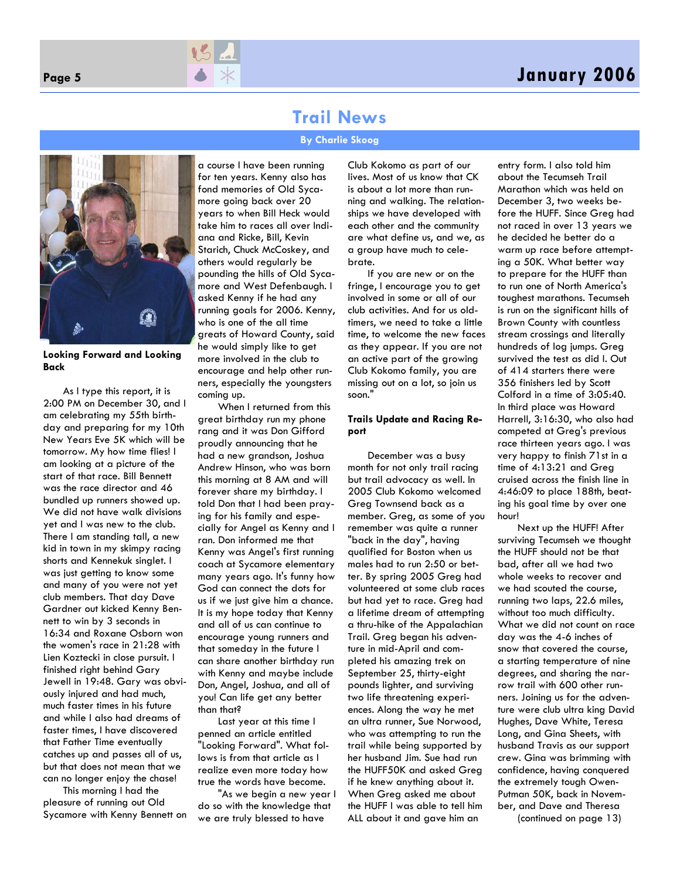# Trail News

**By Charlie Skoog**

**Looking Forward and Looking Back**

As I type this report, it is 2:00 PM on December 30, and I am celebrating my 55th birthday and preparing for my 10th New Years Eve 5K which will be tomorrow. My how time flies! I am looking at a picture of the start of that race. Bill Bennett was the race director and 46 bundled up runners showed up. We did not have walk divisions yet and I was new to the club. There I am standing tall, a new kid in town in my skimpy racing shorts and Kennekuk singlet. I was just getting to know some and many of you were not yet club members. That day Dave Gardner out kicked Kenny Bennett to win by 3 seconds in 16:34 and Roxane Osborn won the women's race in 21:28 with Lien Koztecki in close pursuit. I finished right behind Gary Jewell in 19:48. Gary was obviously injured and had much, much faster times in his future and while I also had dreams of faster times, I have discovered that Father Time eventually catches up and passes all of us, but that does not mean that we can no longer enjoy the chase!

This morning I had the pleasure of running out Old Sycamore with Kenny Bennett on a course I have been running for ten years. Kenny also has fond memories of Old Sycamore going back over 20 years to when Bill Heck would take him to races all over Indiana and Ricke, Bill, Kevin Starich, Chuck McCoskey, and others would regularly be pounding the hills of Old Sycamore and West Defenbaugh. I asked Kenny if he had any running goals for 2006. Kenny, who is one of the all time greats of Howard County, said he would simply like to get more involved in the club to encourage and help other runners, especially the youngsters coming up.

When I returned from this great birthday run my phone rang and it was Don Gifford proudly announcing that he had a new grandson, Joshua Andrew Hinson, who was born this morning at 8 AM and will forever share my birthday. I told Don that I had been praying for his family and especially for Angel as Kenny and I ran. Don informed me that Kenny was Angel's first running coach at Sycamore elementary many years ago. It's funny how God can connect the dots for us if we just give him a chance. It is my hope today that Kenny and all of us can continue to encourage young runners and that someday in the future I can share another birthday run with Kenny and maybe include Don, Angel, Joshua, and all of you! Can life get any better than that?

Last year at this time I penned an article entitled "Looking Forward". What follows is from that article as I realize even more today how true the words have become.

"As we begin a new year I do so with the knowledge that we are truly blessed to have Club Kokomo as part of our lives. Most of us know that CK is about a lot more than running and walking. The relationships we have developed with each other and the community are what define us, and we, as a group have much to celebrate.

If you are new or on the fringe, I encourage you to get involved in some or all of our club activities. And for us old-timers, we need to take a little time, to welcome the new faces as they appear. If you are not an active part of the growing Club Kokomo family, you are missing out on a lot, so join us soon."

**Trails Update and Racing Report**

December was a busy month for not only trail racing but trail advocacy as well. In 2005 Club Kokomo welcomed Greg Townsend back as a member. Greg, as some of you remember was quite a runner "back in the day", having qualified for Boston when us males had to run 2:50 or better. By spring 2005 Greg had volunteered at some club races but had yet to race. Greg had a lifetime dream of attempting a thru-hike of the Appalachian Trail. Greg began his adventure in mid-April and completed his amazing trek on September 25, thirty-eight pounds lighter, and surviving two life threatening experiences. Along the way he met an ultra runner, Sue Norwood, who was attempting to run the trail while being supported by her husband Jim. Sue had run the HUFF50K and asked Greg if he knew anything about it. When Greg asked me about the HUFF I was able to tell him ALL about it and gave him an entry form. I also told him about the Tecumseh Trail Marathon which was held on December 3, two weeks before the HUFF. Since Greg had not raced in over 13 years we he decided he better do a warm up race before attempting a 50K. What better way to prepare for the HUFF than to run one of North America's toughest marathons. Tecumseh is run on the significant hills of Brown County with countless stream crossings and literally hundreds of log jumps. Greg survived the test as did I. Out of 414 starters there were 356 finishers led by Scott Colford in a time of 3:05:40. In third place was Howard Harrell, 3:16:30, who also had competed at Greg's previous race thirteen years ago. I was very happy to finish 71st in a time of 4:13:21 and Greg cruised across the finish line in 4:46:09 to place 188th, beating his goal time by over one hour!

Next up the HUFF! After surviving Tecumseh we thought the HUFF should not be that bad, after all we had two whole weeks to recover and we had scouted the course, running two laps, 22.6 miles, without too much difficulty. What we did not count on race day was the 4-6 inches of snow that covered the course, a starting temperature of nine degrees, and sharing the narrow trail with 600 other runners. Joining us for the adventure were club ultra king David Hughes, Dave White, Teresa Long, and Gina Sheets, with husband Travis as our support crew. Gina was brimming with confidence, having conquered the extremely tough Owen-Putman 50K, back in November, and Dave and Theresa

(continued on page 13)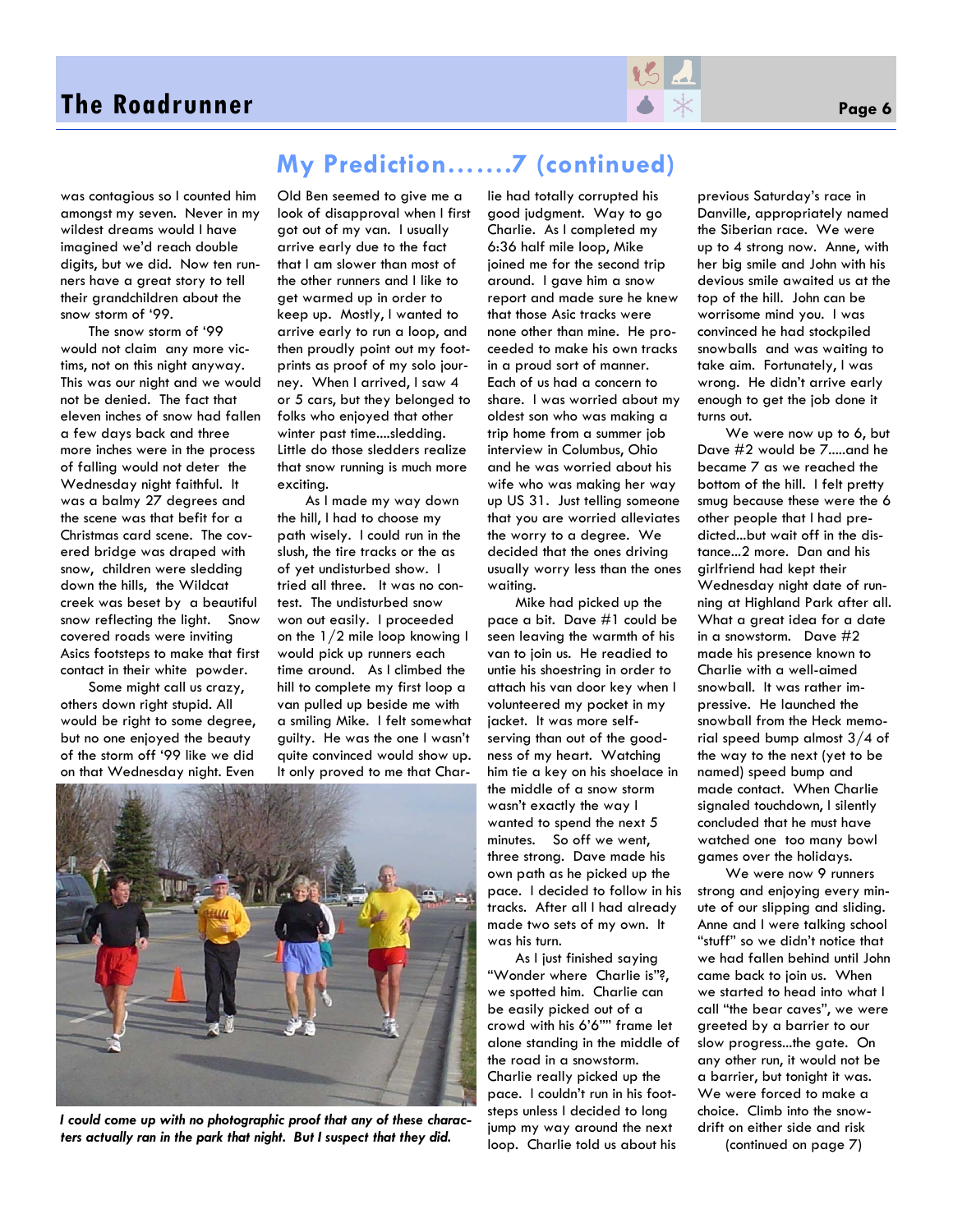## My Prediction…….7 (continued)

was contagious so I counted him amongst my seven. Never in my wildest dreams would I have imagined we'd reach double digits, but we did. Now ten runners have a great story to tell their grandchildren about the snow storm of '99.

The snow storm of '99 would not claim any more victims, not on this night anyway. This was our night and we would not be denied. The fact that eleven inches of snow had fallen a few days back and three more inches were in the process of falling would not deter the Wednesday night faithful. It was a balmy 27 degrees and the scene was that befit for a Christmas card scene. The covered bridge was draped with snow, children were sledding down the hills, the Wildcat creek was beset by a beautiful snow reflecting the light. Snow covered roads were inviting Asics footsteps to make that first contact in their white powder.

Some might call us crazy, others down right stupid. All would be right to some degree, but no one enjoyed the beauty of the storm off '99 like we did on that Wednesday night. Even Old Ben seemed to give me a look of disapproval when I first got out of my van. I usually arrive early due to the fact that I am slower than most of the other runners and I like to get warmed up in order to keep up. Mostly, I wanted to arrive early to run a loop, and then proudly point out my footprints as proof of my solo journey. When I arrived, I saw 4 or 5 cars, but they belonged to folks who enjoyed that other winter past time….sledding. Little do those sledders realize that snow running is much more exciting.

As I made my way down the hill, I had to choose my path wisely. I could run in the slush, the tire tracks or the as of yet undisturbed show. I tried all three. It was no contest. The undisturbed snow won out easily. I proceeded on the 1/2 mile loop knowing I would pick up runners each time around. As I climbed the hill to complete my first loop a van pulled up beside me with a smiling Mike. I felt somewhat guilty. He was the one I wasn't quite convinced would show up. It only proved to me that Charlie had totally corrupted his good judgment. Way to go Charlie. As I completed my 6:36 half mile loop, Mike joined me for the second trip around. I gave him a snow report and made sure he knew that those Asic tracks were none other than mine. He proceeded to make his own tracks in a proud sort of manner. Each of us had a concern to share. I was worried about my oldest son who was making a trip home from a summer job interview in Columbus, Ohio and he was worried about his wife who was making her way up US 31. Just telling someone that you are worried alleviates the worry to a degree. We decided that the ones driving usually worry less than the ones waiting.

Mike had picked up the pace a bit. Dave #1 could be seen leaving the warmth of his van to join us. He readied to untie his shoestring in order to attach his van door key when I volunteered my pocket in my jacket. It was more self-serving than out of the goodness of my heart. Watching him tie a key on his shoelace in the middle of a snow storm wasn't exactly the way I wanted to spend the next 5 minutes. So off we went, three strong. Dave made his own path as he picked up the pace. I decided to follow in his tracks. After all I had already made two sets of my own. It was his turn.

As I just finished saying "Wonder where Charlie is"?, we spotted him. Charlie can be easily picked out of a crowd with his 6'6"" frame let alone standing in the middle of the road in a snowstorm. Charlie really picked up the pace. I couldn't run in his footsteps unless I decided to long jump my way around the next loop. Charlie told us about his previous Saturday's race in Danville, appropriately named the Siberian race. We were up to 4 strong now. Anne, with her big smile and John with his devious smile awaited us at the top of the hill. John can be worrisome mind you. I was convinced he had stockpiled snowballs and was waiting to take aim. Fortunately, I was wrong. He didn't arrive early enough to get the job done it turns out.

We were now up to 6, but Dave #2 would be 7…..and he became 7 as we reached the bottom of the hill. I felt pretty smug because these were the 6 other people that I had predicted…but wait off in the distance…2 more. Dan and his girlfriend had kept their Wednesday night date of running at Highland Park after all. What a great idea for a date in a snowstorm. Dave #2 made his presence known to Charlie with a well-aimed snowball. It was rather impressive. He launched the snowball from the Heck memorial speed bump almost 3/4 of the way to the next (yet to be named) speed bump and made contact. When Charlie signaled touchdown, I silently concluded that he must have watched one too many bowl games over the holidays.

We were now 9 runners strong and enjoying every minute of our slipping and sliding. Anne and I were talking school "stuff" so we didn't notice that we had fallen behind until John came back to join us. When we started to head into what I call "the bear caves", we were greeted by a barrier to our slow progress...the gate. On any other run, it would not be a barrier, but tonight it was. We were forced to make a choice. Climb into the snowdrift on either side and risk

(continued on page 7)

*I could come up with no photographic proof that any of these characters actually ran in the park that night. But I suspect that they did.*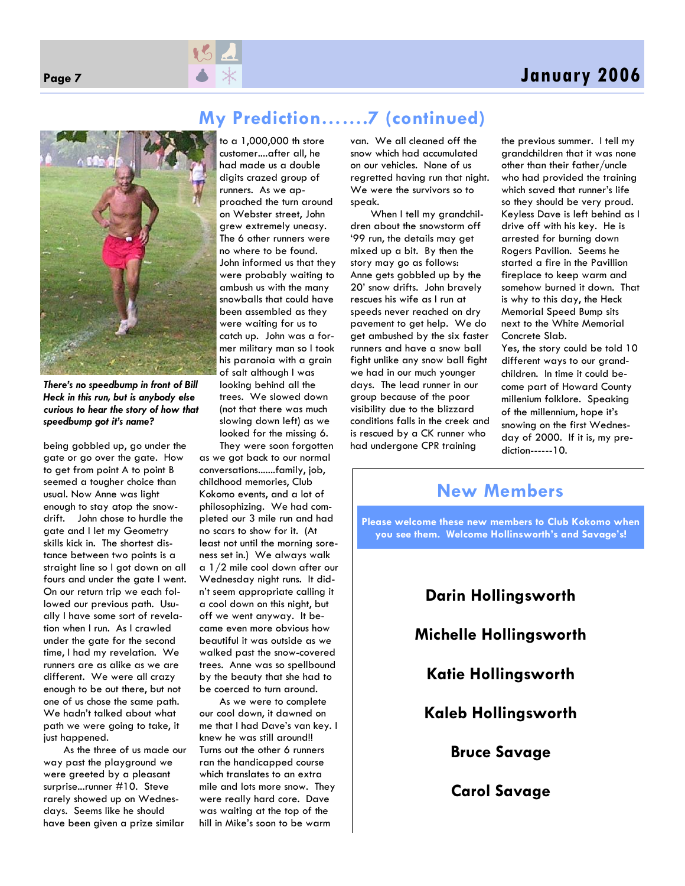## My Prediction…….7 (continued)

*There's no speedbump in front of Bill Heck in this run, but is anybody else curious to hear the story of how that speedbump got it's name?*

being gobbled up, go under the gate or go over the gate. How to get from point A to point B seemed a tougher choice than usual. Now Anne was light enough to stay atop the snowdrift. John chose to hurdle the gate and I let my Geometry skills kick in. The shortest distance between two points is a straight line so I got down on all fours and under the gate I went. On our return trip we each followed our previous path. Usually I have some sort of revelation when I run. As I crawled under the gate for the second time, I had my revelation. We runners are as alike as we are different. We were all crazy enough to be out there, but not one of us chose the same path. We hadn't talked about what path we were going to take, it just happened.

As the three of us made our way past the playground we were greeted by a pleasant surprise...runner #10. Steve rarely showed up on Wednesdays. Seems like he should have been given a prize similar to a 1,000,000 th store customer....after all, he had made us a double digits crazed group of runners. As we approached the turn around on Webster street, John grew extremely uneasy. The 6 other runners were no where to be found. John informed us that they were probably waiting to ambush us with the many snowballs that could have been assembled as they were waiting for us to catch up. John was a former military man so I took his paranoia with a grain of salt although I was looking behind all the trees. We slowed down (not that there was much slowing down left) as we looked for the missing 6.

They were soon forgotten as we got back to our normal conversations.......family, job, childhood memories, Club Kokomo events, and a lot of philosophizing. We had completed our 3 mile run and had no scars to show for it. (At least not until the morning soreness set in.) We always walk a 1/2 mile cool down after our Wednesday night runs. It didn't seem appropriate calling it a cool down on this night, but off we went anyway. It became even more obvious how beautiful it was outside as we walked past the snow-covered trees. Anne was so spellbound by the beauty that she had to be coerced to turn around.

As we were to complete our cool down, it dawned on me that I had Dave's van key. I knew he was still around!! Turns out the other 6 runners ran the handicapped course which translates to an extra mile and lots more snow. They were really hard core. Dave was waiting at the top of the hill in Mike's soon to be warm van. We all cleaned off the snow which had accumulated on our vehicles. None of us regretted having run that night. We were the survivors so to speak.

When I tell my grandchildren about the snowstorm off '99 run, the details may get mixed up a bit. By then the story may go as follows: Anne gets gobbled up by the 20' snow drifts. John bravely rescues his wife as I run at speeds never reached on dry pavement to get help. We do get ambushed by the six faster runners and have a snow ball fight unlike any snow ball fight we had in our much younger days. The lead runner in our group because of the poor visibility due to the blizzard conditions falls in the creek and is rescued by a CK runner who had undergone CPR training the previous summer. I tell my grandchildren that it was none other than their father/uncle who had provided the training which saved that runner's life so they should be very proud. Keyless Dave is left behind as I drive off with his key. He is arrested for burning down Rogers Pavilion. Seems he started a fire in the Pavillion fireplace to keep warm and somehow burned it down. That is why to this day, the Heck Memorial Speed Bump sits next to the White Memorial Concrete Slab.

Yes, the story could be told 10 different ways to our grandchildren. In time it could become part of Howard County millenium folklore. Speaking of the millennium, hope it's snowing on the first Wednesday of 2000. If it is, my prediction------10.

## New Members

**Please welcome these new members to Club Kokomo when you see them. Welcome Hollinsworth's and Savage's!**

**Darin Hollingsworth**

**Michelle Hollingsworth**

**Katie Hollingsworth**

**Kaleb Hollingsworth**

**Bruce Savage**

**Carol Savage**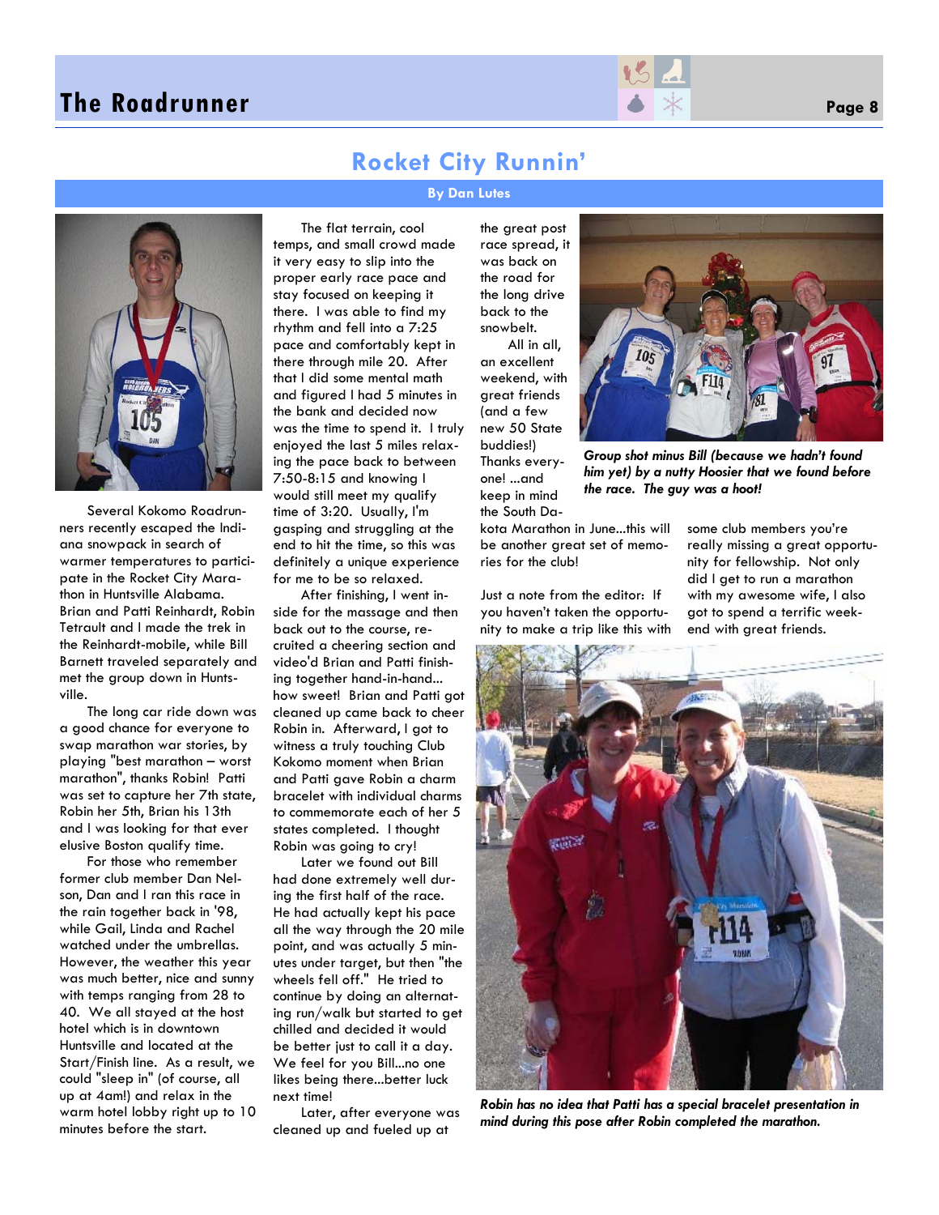# Rocket City Runnin'

**By Dan Lutes**

Several Kokomo Roadrunners recently escaped the Indiana snowpack in search of warmer temperatures to participate in the Rocket City Marathon in Huntsville Alabama. Brian and Patti Reinhardt, Robin Tetrault and I made the trek in the Reinhardt-mobile, while Bill Barnett traveled separately and met the group down in Huntsville.

The long car ride down was a good chance for everyone to swap marathon war stories, by playing "best marathon – worst marathon", thanks Robin! Patti was set to capture her 7th state, Robin her 5th, Brian his 13th and I was looking for that ever elusive Boston qualify time.

For those who remember former club member Dan Nelson, Dan and I ran this race in the rain together back in '98, while Gail, Linda and Rachel watched under the umbrellas. However, the weather this year was much better, nice and sunny with temps ranging from 28 to 40. We all stayed at the host hotel which is in downtown Huntsville and located at the Start/Finish line. As a result, we could "sleep in" (of course, all up at 4am!) and relax in the warm hotel lobby right up to 10 minutes before the start.

The flat terrain, cool temps, and small crowd made it very easy to slip into the proper early race pace and stay focused on keeping it there. I was able to find my rhythm and fell into a 7:25 pace and comfortably kept in there through mile 20. After that I did some mental math and figured I had 5 minutes in the bank and decided now was the time to spend it. I truly enjoyed the last 5 miles relaxing the pace back to between 7:50-8:15 and knowing I would still meet my qualify time of 3:20. Usually, I'm gasping and struggling at the end to hit the time, so this was definitely a unique experience for me to be so relaxed.

After finishing, I went inside for the massage and then back out to the course, recruited a cheering section and video'd Brian and Patti finishing together hand-in-hand... how sweet! Brian and Patti got cleaned up came back to cheer Robin in. Afterward, I got to witness a truly touching Club Kokomo moment when Brian and Patti gave Robin a charm bracelet with individual charms to commemorate each of her 5 states completed. I thought Robin was going to cry!

Later we found out Bill had done extremely well during the first half of the race. He had actually kept his pace all the way through the 20 mile point, and was actually 5 minutes under target, but then "the wheels fell off." He tried to continue by doing an alternating run/walk but started to get chilled and decided it would be better just to call it a day. We feel for you Bill...no one likes being there...better luck next time!

Later, after everyone was cleaned up and fueled up at the great post race spread, it was back on the road for the long drive back to the snowbelt.

All in all, an excellent weekend, with great friends (and a few new 50 State buddies!) Thanks everyone! ...and keep in mind the South Dakota Marathon in June...this will be another great set of memories for the club!

*Group shot minus Bill (because we hadn't found him yet) by a nutty Hoosier that we found before the race. The guy was a hoot!*

Just a note from the editor: If you haven't taken the opportunity to make a trip like this with some club members you're really missing a great opportunity for fellowship. Not only did I get to run a marathon with my awesome wife, I also got to spend a terrific weekend with great friends.

*Robin has no idea that Patti has a special bracelet presentation in mind during this pose after Robin completed the marathon.*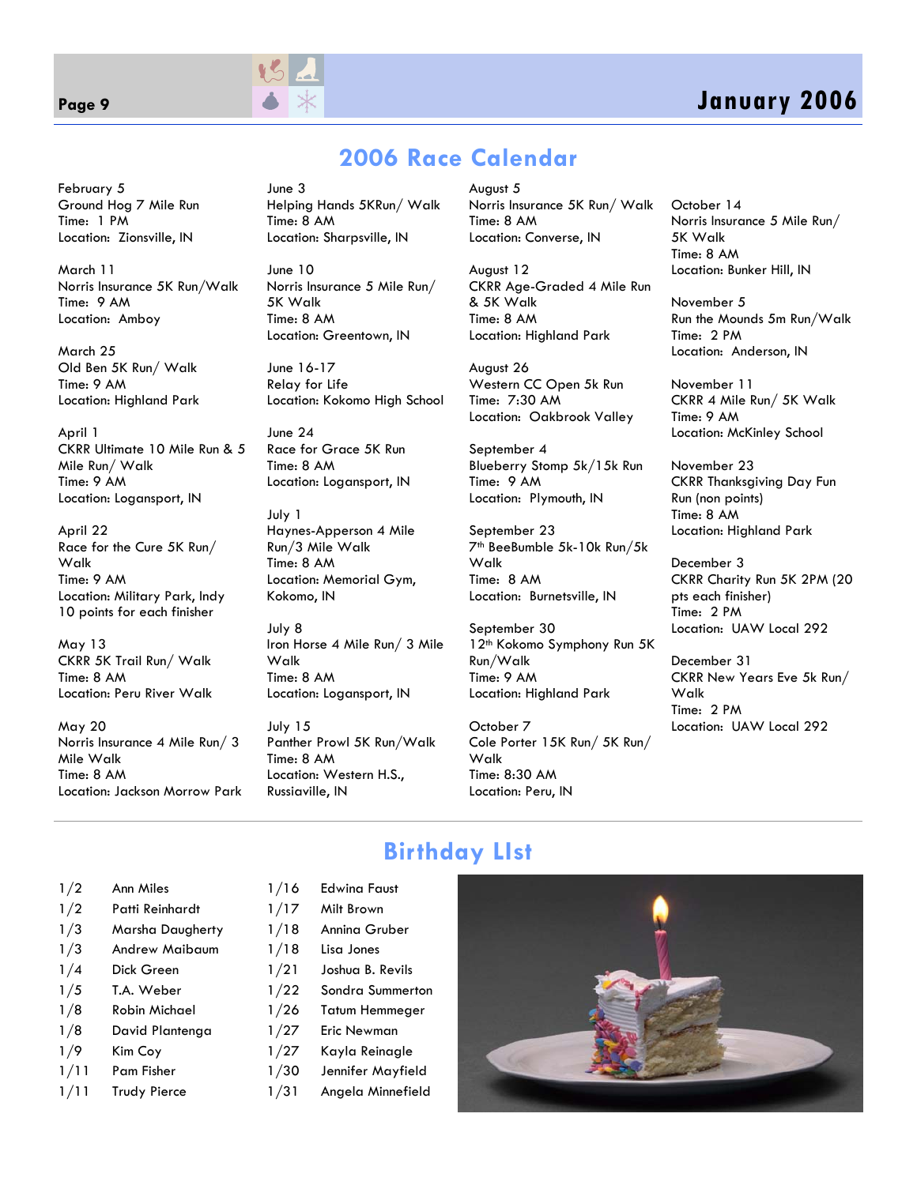## 2006 Race Calendar

February 5
Ground Hog 7 Mile Run
Time: 1 PM
Location: Zionsville, IN

March 11
Norris Insurance 5K Run/Walk
Time: 9 AM
Location: Amboy

March 25
Old Ben 5K Run/ Walk
Time: 9 AM
Location: Highland Park

April 1
CKRR Ultimate 10 Mile Run & 5 Mile Run/ Walk
Time: 9 AM
Location: Logansport, IN

April 22
Race for the Cure 5K Run/ Walk
Time: 9 AM
Location: Military Park, Indy
10 points for each finisher

May 13
CKRR 5K Trail Run/ Walk
Time: 8 AM
Location: Peru River Walk

May 20
Norris Insurance 4 Mile Run/ 3 Mile Walk
Time: 8 AM
Location: Jackson Morrow Park

June 3
Helping Hands 5KRun/ Walk
Time: 8 AM
Location: Sharpsville, IN

June 10
Norris Insurance 5 Mile Run/ 5K Walk
Time: 8 AM
Location: Greentown, IN

June 16-17
Relay for Life
Location: Kokomo High School

June 24
Race for Grace 5K Run
Time: 8 AM
Location: Logansport, IN

July 1
Haynes-Apperson 4 Mile Run/3 Mile Walk
Time: 8 AM
Location: Memorial Gym, Kokomo, IN

July 8
Iron Horse 4 Mile Run/ 3 Mile Walk
Time: 8 AM
Location: Logansport, IN

July 15
Panther Prowl 5K Run/Walk
Time: 8 AM
Location: Western H.S., Russiaville, IN

August 5
Norris Insurance 5K Run/ Walk
Time: 8 AM
Location: Converse, IN

August 12
CKRR Age-Graded 4 Mile Run & 5K Walk
Time: 8 AM
Location: Highland Park

August 26
Western CC Open 5k Run
Time: 7:30 AM
Location: Oakbrook Valley

September 4
Blueberry Stomp 5k/15k Run
Time: 9 AM
Location: Plymouth, IN

September 23
7th BeeBumble 5k-10k Run/5k Walk
Time: 8 AM
Location: Burnetsville, IN

September 30
12th Kokomo Symphony Run 5K Run/Walk
Time: 9 AM
Location: Highland Park

October 7
Cole Porter 15K Run/ 5K Run/ Walk
Time: 8:30 AM
Location: Peru, IN

October 14
Norris Insurance 5 Mile Run/ 5K Walk
Time: 8 AM
Location: Bunker Hill, IN

November 5
Run the Mounds 5m Run/Walk
Time: 2 PM
Location: Anderson, IN

November 11
CKRR 4 Mile Run/ 5K Walk
Time: 9 AM
Location: McKinley School

November 23
CKRR Thanksgiving Day Fun Run (non points)
Time: 8 AM
Location: Highland Park

December 3
CKRR Charity Run 5K 2PM (20 pts each finisher)
Time: 2 PM
Location: UAW Local 292

December 31
CKRR New Years Eve 5k Run/ Walk
Time: 2 PM
Location: UAW Local 292

## Birthday LIst

| | |
|---|---|
| 1/2 | Ann Miles |
| 1/2 | Patti Reinhardt |
| 1/3 | Marsha Daugherty |
| 1/3 | Andrew Maibaum |
| 1/4 | Dick Green |
| 1/5 | T.A. Weber |
| 1/8 | Robin Michael |
| 1/8 | David Plantenga |
| 1/9 | Kim Coy |
| 1/11 | Pam Fisher |
| 1/11 | Trudy Pierce |
| 1/16 | Edwina Faust |
| 1/17 | Milt Brown |
| 1/18 | Annina Gruber |
| 1/18 | Lisa Jones |
| 1/21 | Joshua B. Revils |
| 1/22 | Sondra Summerton |
| 1/26 | Tatum Hemmeger |
| 1/27 | Eric Newman |
| 1/27 | Kayla Reinagle |
| 1/30 | Jennifer Mayfield |
| 1/31 | Angela Minnefield |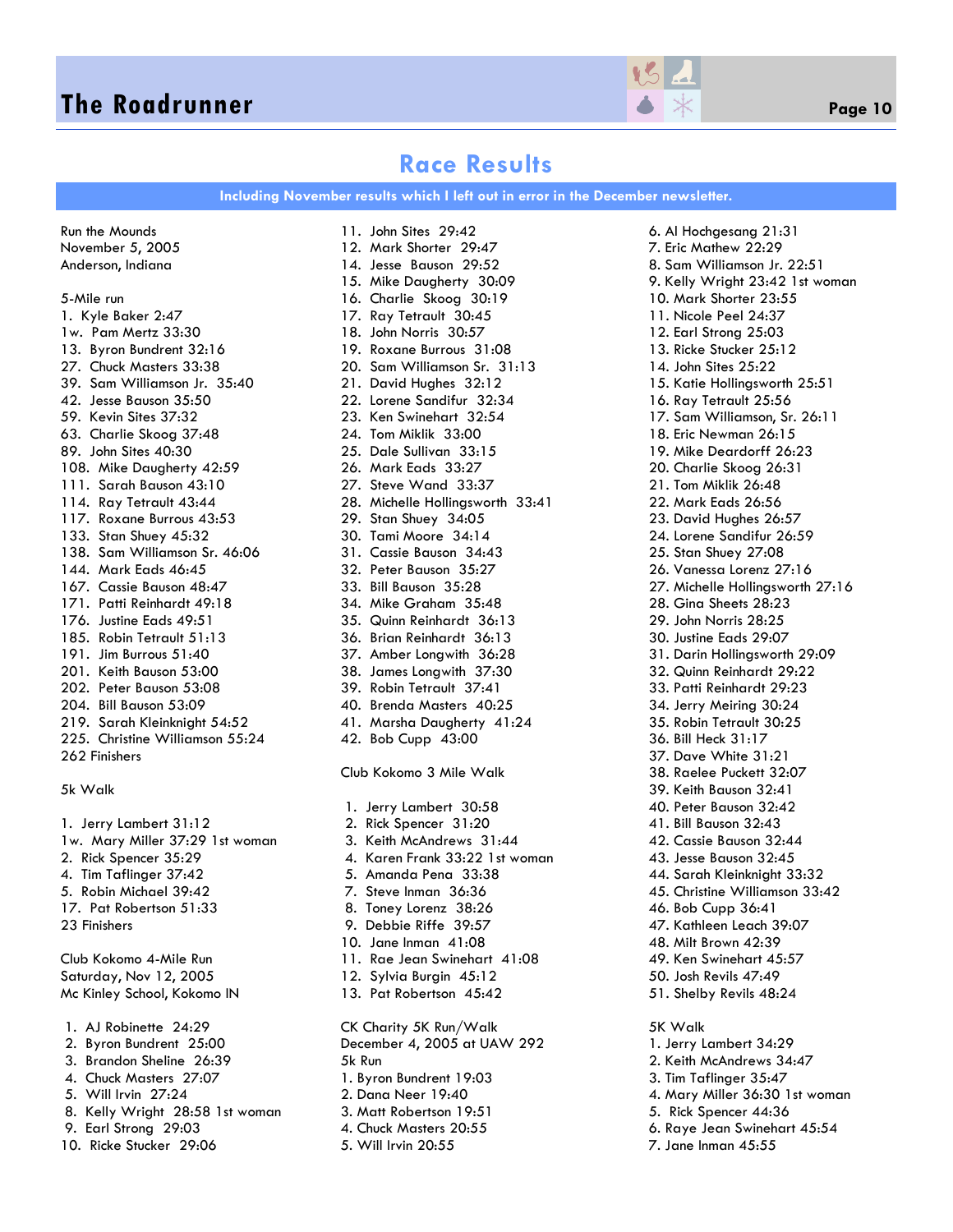# Race Results

**Including November results which I left out in error in the December newsletter.**

Run the Mounds
November 5, 2005
Anderson, Indiana

5-Mile run
1. Kyle Baker 2:47
1w. Pam Mertz 33:30
13. Byron Bundrent 32:16
27. Chuck Masters 33:38
39. Sam Williamson Jr. 35:40
42. Jesse Bauson 35:50
59. Kevin Sites 37:32
63. Charlie Skoog 37:48
89. John Sites 40:30
108. Mike Daugherty 42:59
111. Sarah Bauson 43:10
114. Ray Tetrault 43:44
117. Roxane Burrous 43:53
133. Stan Shuey 45:32
138. Sam Williamson Sr. 46:06
144. Mark Eads 46:45
167. Cassie Bauson 48:47
171. Patti Reinhardt 49:18
176. Justine Eads 49:51
185. Robin Tetrault 51:13
191. Jim Burrous 51:40
201. Keith Bauson 53:00
202. Peter Bauson 53:08
204. Bill Bauson 53:09
219. Sarah Kleinknight 54:52
225. Christine Williamson 55:24
262 Finishers

5k Walk

1. Jerry Lambert 31:12
1w. Mary Miller 37:29 1st woman
2. Rick Spencer 35:29
4. Tim Taflinger 37:42
5. Robin Michael 39:42
17. Pat Robertson 51:33
23 Finishers

Club Kokomo 4-Mile Run
Saturday, Nov 12, 2005
Mc Kinley School, Kokomo IN

1. AJ Robinette 24:29
2. Byron Bundrent 25:00
3. Brandon Sheline 26:39
4. Chuck Masters 27:07
5. Will Irvin 27:24
8. Kelly Wright 28:58 1st woman
9. Earl Strong 29:03
10. Ricke Stucker 29:06
11. John Sites 29:42
12. Mark Shorter 29:47
14. Jesse Bauson 29:52
15. Mike Daugherty 30:09
16. Charlie Skoog 30:19
17. Ray Tetrault 30:45
18. John Norris 30:57
19. Roxane Burrous 31:08
20. Sam Williamson Sr. 31:13
21. David Hughes 32:12
22. Lorene Sandifur 32:34
23. Ken Swinehart 32:54
24. Tom Miklik 33:00
25. Dale Sullivan 33:15
26. Mark Eads 33:27
27. Steve Wand 33:37
28. Michelle Hollingsworth 33:41
29. Stan Shuey 34:05
30. Tami Moore 34:14
31. Cassie Bauson 34:43
32. Peter Bauson 35:27
33. Bill Bauson 35:28
34. Mike Graham 35:48
35. Quinn Reinhardt 36:13
36. Brian Reinhardt 36:13
37. Amber Longwith 36:28
38. James Longwith 37:30
39. Robin Tetrault 37:41
40. Brenda Masters 40:25
41. Marsha Daugherty 41:24
42. Bob Cupp 43:00

Club Kokomo 3 Mile Walk

1. Jerry Lambert 30:58
2. Rick Spencer 31:20
3. Keith McAndrews 31:44
4. Karen Frank 33:22 1st woman
5. Amanda Pena 33:38
7. Steve Inman 36:36
8. Toney Lorenz 38:26
9. Debbie Riffe 39:57
10. Jane Inman 41:08
11. Rae Jean Swinehart 41:08
12. Sylvia Burgin 45:12
13. Pat Robertson 45:42

CK Charity 5K Run/Walk
December 4, 2005 at UAW 292
5k Run
1. Byron Bundrent 19:03
2. Dana Neer 19:40
3. Matt Robertson 19:51
4. Chuck Masters 20:55
5. Will Irvin 20:55
6. Al Hochgesang 21:31
7. Eric Mathew 22:29
8. Sam Williamson Jr. 22:51
9. Kelly Wright 23:42 1st woman
10. Mark Shorter 23:55
11. Nicole Peel 24:37
12. Earl Strong 25:03
13. Ricke Stucker 25:12
14. John Sites 25:22
15. Katie Hollingsworth 25:51
16. Ray Tetrault 25:56
17. Sam Williamson, Sr. 26:11
18. Eric Newman 26:15
19. Mike Deardorff 26:23
20. Charlie Skoog 26:31
21. Tom Miklik 26:48
22. Mark Eads 26:56
23. David Hughes 26:57
24. Lorene Sandifur 26:59
25. Stan Shuey 27:08
26. Vanessa Lorenz 27:16
27. Michelle Hollingsworth 27:16
28. Gina Sheets 28:23
29. John Norris 28:25
30. Justine Eads 29:07
31. Darin Hollingsworth 29:09
32. Quinn Reinhardt 29:22
33. Patti Reinhardt 29:23
34. Jerry Meiring 30:24
35. Robin Tetrault 30:25
36. Bill Heck 31:17
37. Dave White 31:21
38. Raelee Puckett 32:07
39. Keith Bauson 32:41
40. Peter Bauson 32:42
41. Bill Bauson 32:43
42. Cassie Bauson 32:44
43. Jesse Bauson 32:45
44. Sarah Kleinknight 33:32
45. Christine Williamson 33:42
46. Bob Cupp 36:41
47. Kathleen Leach 39:07
48. Milt Brown 42:39
49. Ken Swinehart 45:57
50. Josh Revils 47:49
51. Shelby Revils 48:24

5K Walk
1. Jerry Lambert 34:29
2. Keith McAndrews 34:47
3. Tim Taflinger 35:47
4. Mary Miller 36:30 1st woman
5. Rick Spencer 44:36
6. Raye Jean Swinehart 45:54
7. Jane Inman 45:55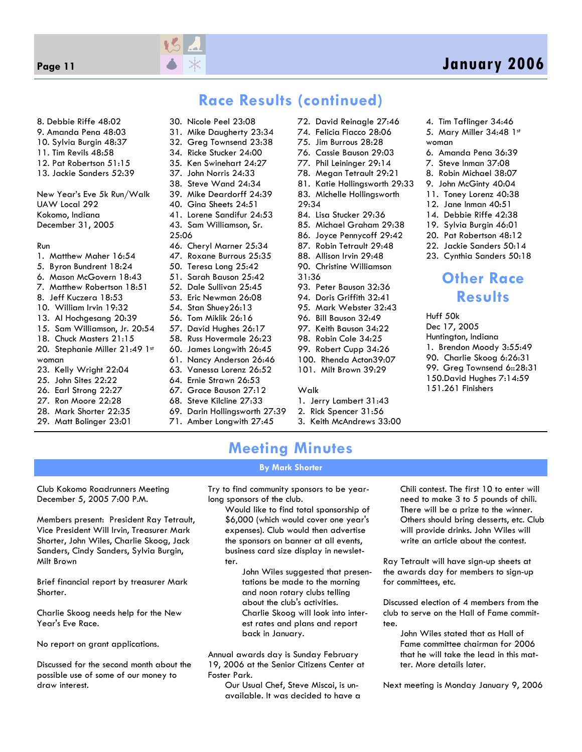## Race Results (continued)

8. Debbie Riffe 48:02
9. Amanda Pena 48:03
10. Sylvia Burgin 48:37
11. Tim Revils 48:58
12. Pat Robertson 51:15
13. Jackie Sanders 52:39

New Year's Eve 5k Run/Walk
UAW Local 292
Kokomo, Indiana
December 31, 2005

Run

1. Matthew Maher 16:54
5. Byron Bundrent 18:24
6. Mason McGovern 18:43
7. Matthew Robertson 18:51
8. Jeff Kuczera 18:53
10. William Irvin 19:32
13. Al Hochgesang 20:39
15. Sam Williamson, Jr. 20:54
18. Chuck Masters 21:15
20. Stephanie Miller 21:49 1st woman
23. Kelly Wright 22:04
25. John Sites 22:22
26. Earl Strong 22:27
27. Ron Moore 22:28
28. Mark Shorter 22:35
29. Matt Bolinger 23:01
30. Nicole Peel 23:08
31. Mike Daugherty 23:34
32. Greg Townsend 23:38
34. Ricke Stucker 24:00
35. Ken Swinehart 24:27
37. John Norris 24:33
38. Steve Wand 24:34
39. Mike Deardorff 24:39
40. Gina Sheets 24:51
41. Lorene Sandifur 24:53
43. Sam Williamson, Sr. 25:06
46. Cheryl Marner 25:34
47. Roxane Burrous 25:35
50. Teresa Long 25:42
51. Sarah Bauson 25:42
52. Dale Sullivan 25:45
53. Eric Newman 26:08
54. Stan Shuey26:13
56. Tom Miklik 26:16
57. David Hughes 26:17
58. Russ Hovermale 26:23
60. James Longwith 26:45
61. Nancy Anderson 26:46
63. Vanessa Lorenz 26:52
64. Ernie Strawn 26:53
67. Grace Bauson 27:12
68. Steve Kilcline 27:33
69. Darin Hollingsworth 27:39
71. Amber Longwith 27:45
72. David Reinagle 27:46
74. Felicia Fiacco 28:06
75. Jim Burrous 28:28
76. Cassie Bauson 29:03
77. Phil Leininger 29:14
78. Megan Tetrault 29:21
81. Katie Hollingsworth 29:33
83. Michelle Hollingsworth 29:34
84. Lisa Stucker 29:36
85. Michael Graham 29:38
86. Joyce Pennycoff 29:42
87. Robin Tetrault 29:48
88. Allison Irvin 29:48
90. Christine Williamson 31:36
93. Peter Bauson 32:36
94. Doris Griffith 32:41
95. Mark Webster 32:43
96. Bill Bauson 32:49
97. Keith Bauson 34:22
98. Robin Cole 34:25
99. Robert Cupp 34:26
100. Rhenda Acton39:07
101. Milt Brown 39:29

Walk

1. Jerry Lambert 31:43
2. Rick Spencer 31:56
3. Keith McAndrews 33:00
4. Tim Taflinger 34:46
5. Mary Miller 34:48 1st woman
6. Amanda Pena 36:39
7. Steve Inman 37:08
8. Robin Michael 38:07
9. John McGinty 40:04
11. Toney Lorenz 40:38
12. Jane Inman 40:51
14. Debbie Riffe 42:38
19. Sylvia Burgin 46:01
20. Pat Robertson 48:12
22. Jackie Sanders 50:14
23. Cynthia Sanders 50:18

## Other Race Results

Huff 50k
Dec 17, 2005
Huntington, Indiana

1. Brendon Moody 3:55:49
90. Charlie Skoog 6:26:31
99. Greg Townsend 6::28:31
150.David Hughes 7:14:59
151.261 Finishers

## Meeting Minutes

**By Mark Shorter**

Club Kokomo Roadrunners Meeting
December 5, 2005 7:00 P.M.

Members present: President Ray Tetrault, Vice President Will Irvin, Treasurer Mark Shorter, John Wiles, Charlie Skoog, Jack Sanders, Cindy Sanders, Sylvia Burgin, Milt Brown

Brief financial report by treasurer Mark Shorter.

Charlie Skoog needs help for the New Year's Eve Race.

No report on grant applications.

Discussed for the second month about the possible use of some of our money to draw interest.

Try to find community sponsors to be year-long sponsors of the club.

> Would like to find total sponsorship of $6,000 (which would cover one year's expenses). Club would then advertise the sponsors on banner at all events, business card size display in newsletter.
>
> > John Wiles suggested that presentations be made to the morning and noon rotary clubs telling about the club's activities. Charlie Skoog will look into interest rates and plans and report back in January.

Annual awards day is Sunday February 19, 2006 at the Senior Citizens Center at Foster Park.

> Our Usual Chef, Steve Miscoi, is unavailable. It was decided to have a Chili contest. The first 10 to enter will need to make 3 to 5 pounds of chili. There will be a prize to the winner. Others should bring desserts, etc. Club will provide drinks. John Wiles will write an article about the contest.

Ray Tetrault will have sign-up sheets at the awards day for members to sign-up for committees, etc.

Discussed election of 4 members from the club to serve on the Hall of Fame committee.

> John Wiles stated that as Hall of Fame committee chairman for 2006 that he will take the lead in this matter. More details later.

Next meeting is Monday January 9, 2006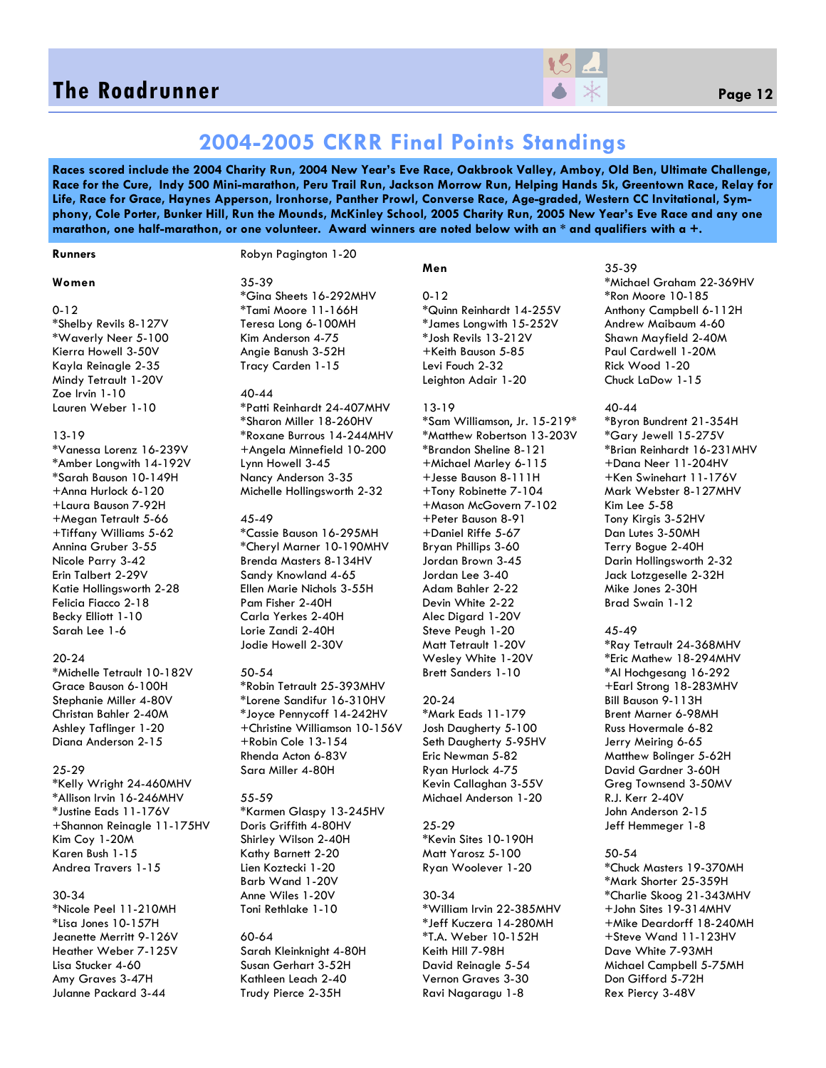## 2004-2005 CKRR Final Points Standings

**Races scored include the 2004 Charity Run, 2004 New Year's Eve Race, Oakbrook Valley, Amboy, Old Ben, Ultimate Challenge, Race for the Cure, Indy 500 Mini-marathon, Peru Trail Run, Jackson Morrow Run, Helping Hands 5k, Greentown Race, Relay for Life, Race for Grace, Haynes Apperson, Ironhorse, Panther Prowl, Converse Race, Age-graded, Western CC Invitational, Symphony, Cole Porter, Bunker Hill, Run the Mounds, McKinley School, 2005 Charity Run, 2005 New Year's Eve Race and any one marathon, one half-marathon, or one volunteer. Award winners are noted below with an * and qualifiers with a +.**

**Runners**

**Women**

0-12
*Shelby Revils 8-127V
*Waverly Neer 5-100
Kierra Howell 3-50V
Kayla Reinagle 2-35
Mindy Tetrault 1-20V
Zoe Irvin 1-10
Lauren Weber 1-10

13-19
*Vanessa Lorenz 16-239V
*Amber Longwith 14-192V
*Sarah Bauson 10-149H
+Anna Hurlock 6-120
+Laura Bauson 7-92H
+Megan Tetrault 5-66
+Tiffany Williams 5-62
Annina Gruber 3-55
Nicole Parry 3-42
Erin Talbert 2-29V
Katie Hollingsworth 2-28
Felicia Fiacco 2-18
Becky Elliott 1-10
Sarah Lee 1-6

20-24
*Michelle Tetrault 10-182V
Grace Bauson 6-100H
Stephanie Miller 4-80V
Christan Bahler 2-40M
Ashley Taflinger 1-20
Diana Anderson 2-15

25-29
*Kelly Wright 24-460MHV
*Allison Irvin 16-246MHV
*Justine Eads 11-176V
+Shannon Reinagle 11-175HV
Kim Coy 1-20M
Karen Bush 1-15
Andrea Travers 1-15

30-34
*Nicole Peel 11-210MH
*Lisa Jones 10-157H
Jeanette Merritt 9-126V
Heather Weber 7-125V
Lisa Stucker 4-60
Amy Graves 3-47H
Julanne Packard 3-44
Robyn Pagington 1-20

35-39
*Gina Sheets 16-292MHV
*Tami Moore 11-166H
Teresa Long 6-100MH
Kim Anderson 4-75
Angie Banush 3-52H
Tracy Carden 1-15

40-44
*Patti Reinhardt 24-407MHV
*Sharon Miller 18-260HV
*Roxane Burrous 14-244MHV
+Angela Minnefield 10-200
Lynn Howell 3-45
Nancy Anderson 3-35
Michelle Hollingsworth 2-32

45-49
*Cassie Bauson 16-295MH
*Cheryl Marner 10-190MHV
Brenda Masters 8-134HV
Sandy Knowland 4-65
Ellen Marie Nichols 3-55H
Pam Fisher 2-40H
Carla Yerkes 2-40H
Lorie Zandi 2-40H
Jodie Howell 2-30V

50-54
*Robin Tetrault 25-393MHV
*Lorene Sandifur 16-310HV
*Joyce Pennycoff 14-242HV
+Christine Williamson 10-156V
+Robin Cole 13-154
Rhenda Acton 6-83V
Sara Miller 4-80H

55-59
*Karmen Glaspy 13-245HV
Doris Griffith 4-80HV
Shirley Wilson 2-40H
Kathy Barnett 2-20
Lien Koztecki 1-20
Barb Wand 1-20V
Anne Wiles 1-20V
Toni Rethlake 1-10

60-64
Sarah Kleinknight 4-80H
Susan Gerhart 3-52H
Kathleen Leach 2-40
Trudy Pierce 2-35H

**Men**

0-12
*Quinn Reinhardt 14-255V
*James Longwith 15-252V
*Josh Revils 13-212V
+Keith Bauson 5-85
Levi Fouch 2-32
Leighton Adair 1-20

13-19
*Sam Williamson, Jr. 15-219*
*Matthew Robertson 13-203V
*Brandon Sheline 8-121
+Michael Marley 6-115
+Jesse Bauson 8-111H
+Tony Robinette 7-104
+Mason McGovern 7-102
+Peter Bauson 8-91
+Daniel Riffe 5-67
Bryan Phillips 3-60
Jordan Brown 3-45
Jordan Lee 3-40
Adam Bahler 2-22
Devin White 2-22
Alec Digard 1-20V
Steve Peugh 1-20
Matt Tetrault 1-20V
Wesley White 1-20V
Brett Sanders 1-10

20-24
*Mark Eads 11-179
Josh Daugherty 5-100
Seth Daugherty 5-95HV
Eric Newman 5-82
Ryan Hurlock 4-75
Kevin Callaghan 3-55V
Michael Anderson 1-20

25-29
*Kevin Sites 10-190H
Matt Yarosz 5-100
Ryan Woolever 1-20

30-34
*William Irvin 22-385MHV
*Jeff Kuczera 14-280MH
*T.A. Weber 10-152H
Keith Hill 7-98H
David Reinagle 5-54
Vernon Graves 3-30
Ravi Nagaragu 1-8

35-39
*Michael Graham 22-369HV
*Ron Moore 10-185
Anthony Campbell 6-112H
Andrew Maibaum 4-60
Shawn Mayfield 2-40M
Paul Cardwell 1-20M
Rick Wood 1-20
Chuck LaDow 1-15

40-44
*Byron Bundrent 21-354H
*Gary Jewell 15-275V
*Brian Reinhardt 16-231MHV
+Dana Neer 11-204HV
+Ken Swinehart 11-176V
Mark Webster 8-127MHV
Kim Lee 5-58
Tony Kirgis 3-52HV
Dan Lutes 3-50MH
Terry Bogue 2-40H
Darin Hollingsworth 2-32
Jack Lotzgeselle 2-32H
Mike Jones 2-30H
Brad Swain 1-12

45-49
*Ray Tetrault 24-368MHV
*Eric Mathew 18-294MHV
*Al Hochgesang 16-292
+Earl Strong 18-283MHV
Bill Bauson 9-113H
Brent Marner 6-98MH
Russ Hovermale 6-82
Jerry Meiring 6-65
Matthew Bolinger 5-62H
David Gardner 3-60H
Greg Townsend 3-50MV
R.J. Kerr 2-40V
John Anderson 2-15
Jeff Hemmeger 1-8

50-54
*Chuck Masters 19-370MH
*Mark Shorter 25-359H
*Charlie Skoog 21-343MHV
+John Sites 19-314MHV
+Mike Deardorff 18-240MH
+Steve Wand 11-123HV
Dave White 7-93MH
Michael Campbell 5-75MH
Don Gifford 5-72H
Rex Piercy 3-48V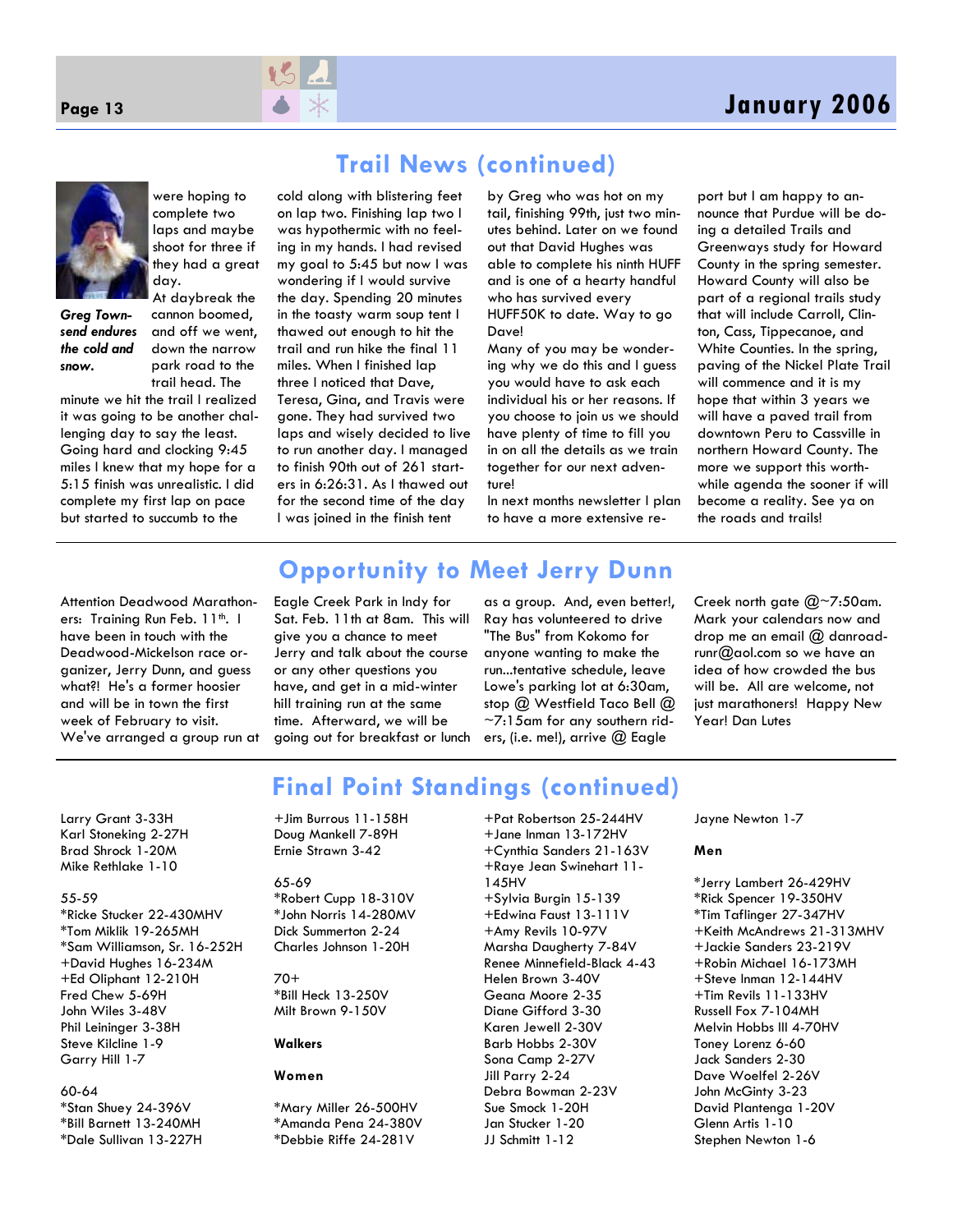## Trail News (continued)

*Greg Townsend endures the cold and snow.*

were hoping to complete two laps and maybe shoot for three if they had a great day.

At daybreak the cannon boomed, and off we went, down the narrow park road to the trail head. The minute we hit the trail I realized it was going to be another challenging day to say the least. Going hard and clocking 9:45 miles I knew that my hope for a 5:15 finish was unrealistic. I did complete my first lap on pace but started to succumb to the cold along with blistering feet on lap two. Finishing lap two I was hypothermic with no feeling in my hands. I had revised my goal to 5:45 but now I was wondering if I would survive the day. Spending 20 minutes in the toasty warm soup tent I thawed out enough to hit the trail and run hike the final 11 miles. When I finished lap three I noticed that Dave, Teresa, Gina, and Travis were gone. They had survived two laps and wisely decided to live to run another day. I managed to finish 90th out of 261 starters in 6:26:31. As I thawed out for the second time of the day I was joined in the finish tent by Greg who was hot on my tail, finishing 99th, just two minutes behind. Later on we found out that David Hughes was able to complete his ninth HUFF and is one of a hearty handful who has survived every HUFF50K to date. Way to go Dave!

Many of you may be wondering why we do this and I guess you would have to ask each individual his or her reasons. If you choose to join us we should have plenty of time to fill you in on all the details as we train together for our next adventure!

In next months newsletter I plan to have a more extensive report but I am happy to announce that Purdue will be doing a detailed Trails and Greenways study for Howard County in the spring semester. Howard County will also be part of a regional trails study that will include Carroll, Clinton, Cass, Tippecanoe, and White Counties. In the spring, paving of the Nickel Plate Trail will commence and it is my hope that within 3 years we will have a paved trail from downtown Peru to Cassville in northern Howard County. The more we support this worthwhile agenda the sooner if will become a reality. See ya on the roads and trails!

## Opportunity to Meet Jerry Dunn

Attention Deadwood Marathoners: Training Run Feb. 11th. I have been in touch with the Deadwood-Mickelson race organizer, Jerry Dunn, and guess what?! He's a former hoosier and will be in town the first week of February to visit. We've arranged a group run at Eagle Creek Park in Indy for Sat. Feb. 11th at 8am. This will give you a chance to meet Jerry and talk about the course or any other questions you have, and get in a mid-winter hill training run at the same time. Afterward, we will be going out for breakfast or lunch as a group. And, even better!, Ray has volunteered to drive "The Bus" from Kokomo for anyone wanting to make the run...tentative schedule, leave Lowe's parking lot at 6:30am, stop @ Westfield Taco Bell @ ~7:15am for any southern riders, (i.e. me!), arrive @ Eagle Creek north gate @~7:50am. Mark your calendars now and drop me an email @ danroadrunr@aol.com so we have an idea of how crowded the bus will be. All are welcome, not just marathoners! Happy New Year! Dan Lutes

## Final Point Standings (continued)

Larry Grant 3-33H
Karl Stoneking 2-27H
Brad Shrock 1-20M
Mike Rethlake 1-10

55-59
*Ricke Stucker 22-430MHV
*Tom Miklik 19-265MH
*Sam Williamson, Sr. 16-252H
+David Hughes 16-234M
+Ed Oliphant 12-210H
Fred Chew 5-69H
John Wiles 3-48V
Phil Leininger 3-38H
Steve Kilcline 1-9
Garry Hill 1-7

60-64
*Stan Shuey 24-396V
*Bill Barnett 13-240MH
*Dale Sullivan 13-227H
+Jim Burrous 11-158H
Doug Mankell 7-89H
Ernie Strawn 3-42

65-69
*Robert Cupp 18-310V
*John Norris 14-280MV
Dick Summerton 2-24
Charles Johnson 1-20H

70+
*Bill Heck 13-250V
Milt Brown 9-150V

**Walkers**

**Women**

*Mary Miller 26-500HV
*Amanda Pena 24-380V
*Debbie Riffe 24-281V
+Pat Robertson 25-244HV
+Jane Inman 13-172HV
+Cynthia Sanders 21-163V
+Raye Jean Swinehart 11-145HV
+Sylvia Burgin 15-139
+Edwina Faust 13-111V
+Amy Revils 10-97V
Marsha Daugherty 7-84V
Renee Minnefield-Black 4-43
Helen Brown 3-40V
Geana Moore 2-35
Diane Gifford 3-30
Karen Jewell 2-30V
Barb Hobbs 2-30V
Sona Camp 2-27V
Jill Parry 2-24
Debra Bowman 2-23V
Sue Smock 1-20H
Jan Stucker 1-20
JJ Schmitt 1-12
Jayne Newton 1-7

**Men**

*Jerry Lambert 26-429HV
*Rick Spencer 19-350HV
*Tim Taflinger 27-347HV
+Keith McAndrews 21-313MHV
+Jackie Sanders 23-219V
+Robin Michael 16-173MH
+Steve Inman 12-144HV
+Tim Revils 11-133HV
Russell Fox 7-104MH
Melvin Hobbs III 4-70HV
Toney Lorenz 6-60
Jack Sanders 2-30
Dave Woelfel 2-26V
John McGinty 3-23
David Plantenga 1-20V
Glenn Artis 1-10
Stephen Newton 1-6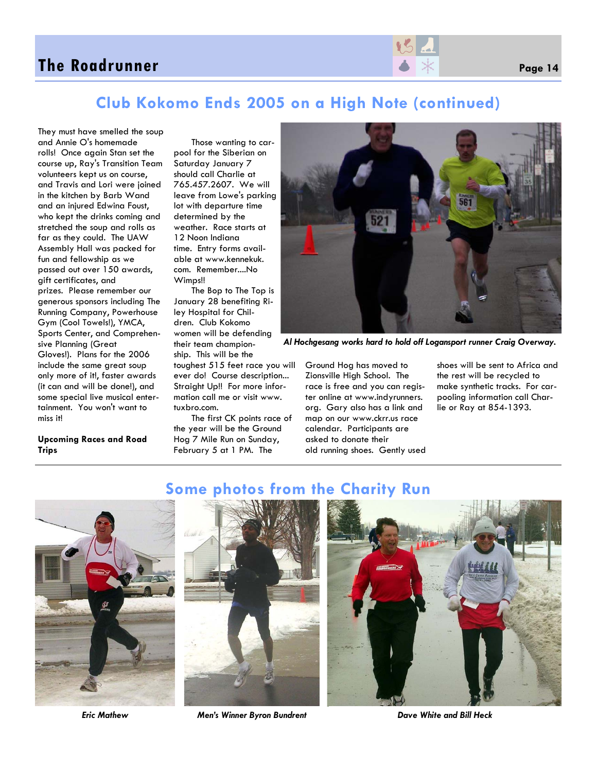## Club Kokomo Ends 2005 on a High Note (continued)

They must have smelled the soup and Annie O's homemade rolls! Once again Stan set the course up, Ray's Transition Team volunteers kept us on course, and Travis and Lori were joined in the kitchen by Barb Wand and an injured Edwina Foust, who kept the drinks coming and stretched the soup and rolls as far as they could. The UAW Assembly Hall was packed for fun and fellowship as we passed out over 150 awards, gift certificates, and prizes. Please remember our generous sponsors including The Running Company, Powerhouse Gym (Cool Towels!), YMCA, Sports Center, and Comprehensive Planning (Great Gloves!). Plans for the 2006 include the same great soup only more of it!, faster awards (it can and will be done!), and some special live musical entertainment. You won't want to miss it!

**Upcoming Races and Road Trips**

Those wanting to carpool for the Siberian on Saturday January 7 should call Charlie at 765.457.2607. We will leave from Lowe's parking lot with departure time determined by the weather. Race starts at 12 Noon Indiana time. Entry forms available at www.kennekuk.com. Remember....No Wimps!!

The Bop to The Top is January 28 benefiting Riley Hospital for Children. Club Kokomo women will be defending their team championship. This will be the toughest 515 feet race you will ever do! Course description... Straight Up!! For more information call me or visit www.tuxbro.com.

The first CK points race of the year will be the Ground Hog 7 Mile Run on Sunday, February 5 at 1 PM. The Ground Hog has moved to Zionsville High School. The race is free and you can register online at www.indyrunners.org. Gary also has a link and map on our www.ckrr.us race calendar. Participants are asked to donate their old running shoes. Gently used shoes will be sent to Africa and the rest will be recycled to make synthetic tracks. For carpooling information call Charlie or Ray at 854-1393.

*Al Hochgesang works hard to hold off Logansport runner Craig Overway.*

## Some photos from the Charity Run

*Eric Mathew*

*Men's Winner Byron Bundrent*

*Dave White and Bill Heck*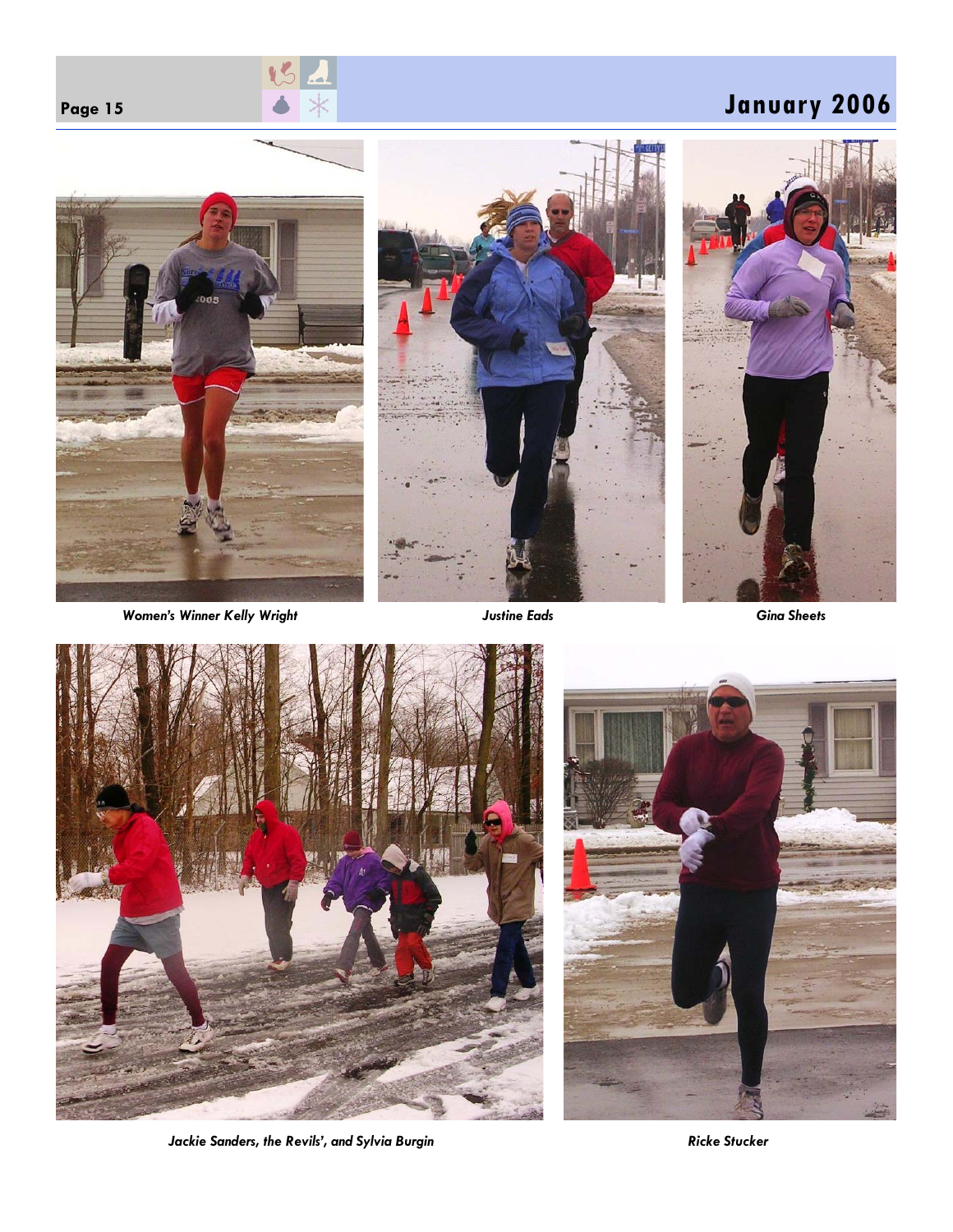*Women's Winner Kelly Wright*

*Justine Eads*

*Gina Sheets*

*Jackie Sanders, the Revils', and Sylvia Burgin*

*Ricke Stucker*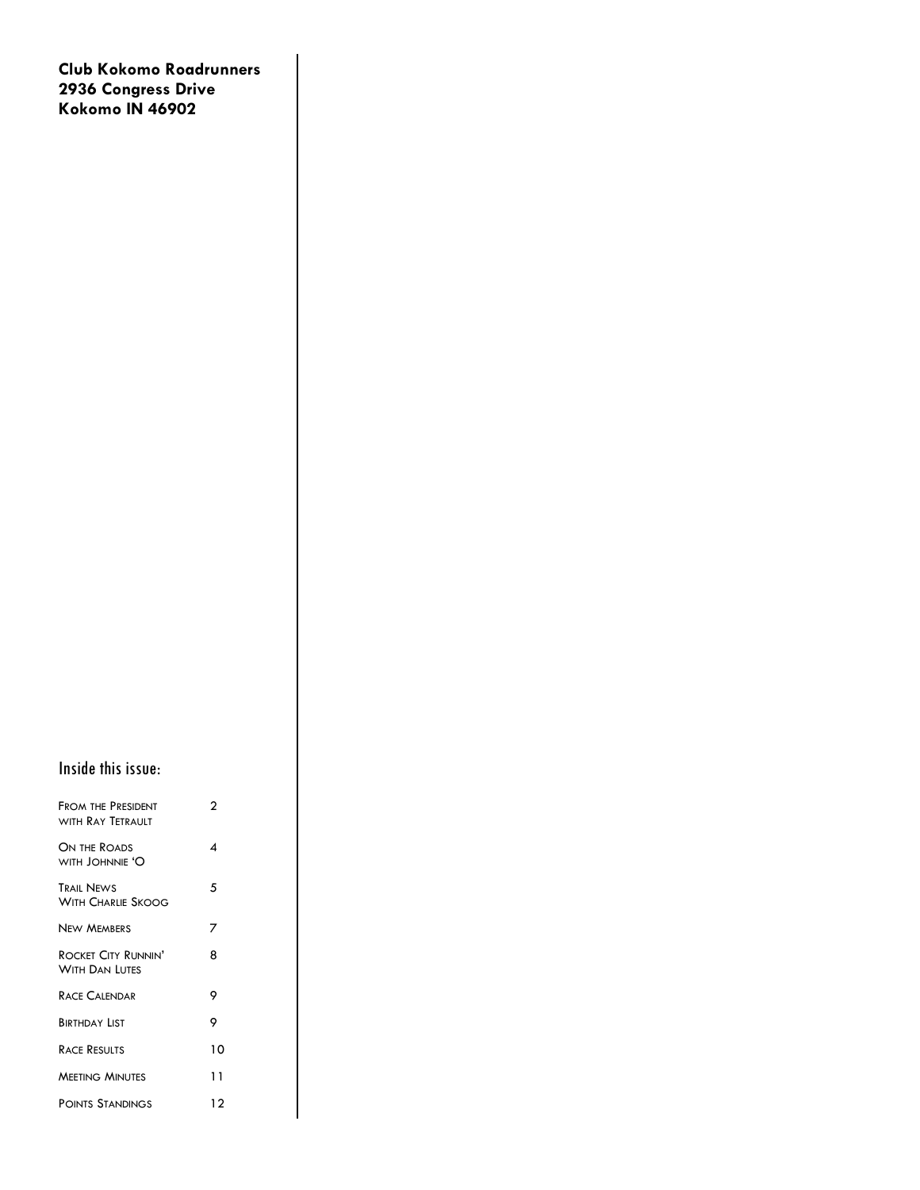**Club Kokomo Roadrunners**
**2936 Congress Drive**
**Kokomo IN 46902**

## Inside this issue:

| | |
|---|---|
| From the President with Ray Tetrault | 2 |
| On the Roads with Johnnie 'O | 4 |
| Trail News With Charlie Skoog | 5 |
| New Members | 7 |
| Rocket City Runnin' With Dan Lutes | 8 |
| Race Calendar | 9 |
| Birthday List | 9 |
| Race Results | 10 |
| Meeting Minutes | 11 |
| Points Standings | 12 |